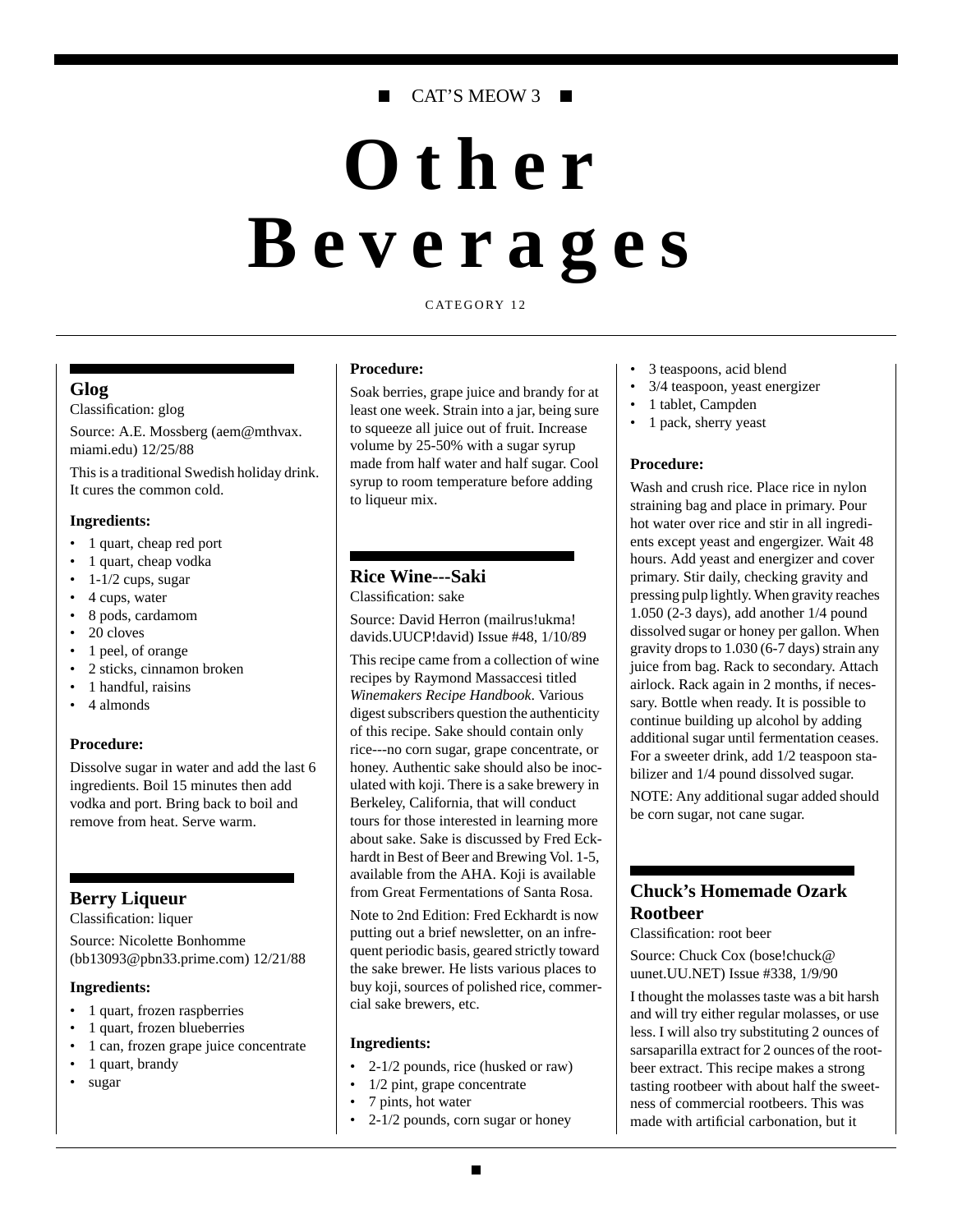CAT'S MEOW 3

# Other Beverages

CATEGORY 12

## Glog

Classification: glog

Source: A.E. Mossberg (aem@mthvax.miami.edu) 12/25/88

This is a traditional Swedish holiday drink. It cures the common cold.

### Ingredients:

- 1 quart, cheap red port
- 1 quart, cheap vodka
- 1-1/2 cups, sugar
- 4 cups, water
- 8 pods, cardamom
- 20 cloves
- 1 peel, of orange
- 2 sticks, cinnamon broken
- 1 handful, raisins
- 4 almonds

### Procedure:

Dissolve sugar in water and add the last 6 ingredients. Boil 15 minutes then add vodka and port. Bring back to boil and remove from heat. Serve warm.

## Berry Liqueur

Classification: liquer

Source: Nicolette Bonhomme (bb13093@pbn33.prime.com) 12/21/88

### Ingredients:

- 1 quart, frozen raspberries
- 1 quart, frozen blueberries
- 1 can, frozen grape juice concentrate
- 1 quart, brandy
- sugar

### Procedure:

Soak berries, grape juice and brandy for at least one week. Strain into a jar, being sure to squeeze all juice out of fruit. Increase volume by 25-50% with a sugar syrup made from half water and half sugar. Cool syrup to room temperature before adding to liqueur mix.

## Rice Wine---Saki

Classification: sake

Source: David Herron (mailrus!ukma!davids.UUCP!david) Issue #48, 1/10/89

This recipe came from a collection of wine recipes by Raymond Massaccesi titled *Winemakers Recipe Handbook*. Various digest subscribers question the authenticity of this recipe. Sake should contain only rice---no corn sugar, grape concentrate, or honey. Authentic sake should also be inoculated with koji. There is a sake brewery in Berkeley, California, that will conduct tours for those interested in learning more about sake. Sake is discussed by Fred Eckhardt in Best of Beer and Brewing Vol. 1-5, available from the AHA. Koji is available from Great Fermentations of Santa Rosa.

Note to 2nd Edition: Fred Eckhardt is now putting out a brief newsletter, on an infrequent periodic basis, geared strictly toward the sake brewer. He lists various places to buy koji, sources of polished rice, commercial sake brewers, etc.

### Ingredients:

- 2-1/2 pounds, rice (husked or raw)
- 1/2 pint, grape concentrate
- 7 pints, hot water
- 2-1/2 pounds, corn sugar or honey
- 3 teaspoons, acid blend
- 3/4 teaspoon, yeast energizer
- 1 tablet, Campden
- 1 pack, sherry yeast

### Procedure:

Wash and crush rice. Place rice in nylon straining bag and place in primary. Pour hot water over rice and stir in all ingredients except yeast and engergizer. Wait 48 hours. Add yeast and energizer and cover primary. Stir daily, checking gravity and pressing pulp lightly. When gravity reaches 1.050 (2-3 days), add another 1/4 pound dissolved sugar or honey per gallon. When gravity drops to 1.030 (6-7 days) strain any juice from bag. Rack to secondary. Attach airlock. Rack again in 2 months, if necessary. Bottle when ready. It is possible to continue building up alcohol by adding additional sugar until fermentation ceases. For a sweeter drink, add 1/2 teaspoon stabilizer and 1/4 pound dissolved sugar.

NOTE: Any additional sugar added should be corn sugar, not cane sugar.

## Chuck's Homemade Ozark Rootbeer

Classification: root beer

Source: Chuck Cox (bose!chuck@uunet.UU.NET) Issue #338, 1/9/90

I thought the molasses taste was a bit harsh and will try either regular molasses, or use less. I will also try substituting 2 ounces of sarsaparilla extract for 2 ounces of the rootbeer extract. This recipe makes a strong tasting rootbeer with about half the sweetness of commercial rootbeers. This was made with artificial carbonation, but it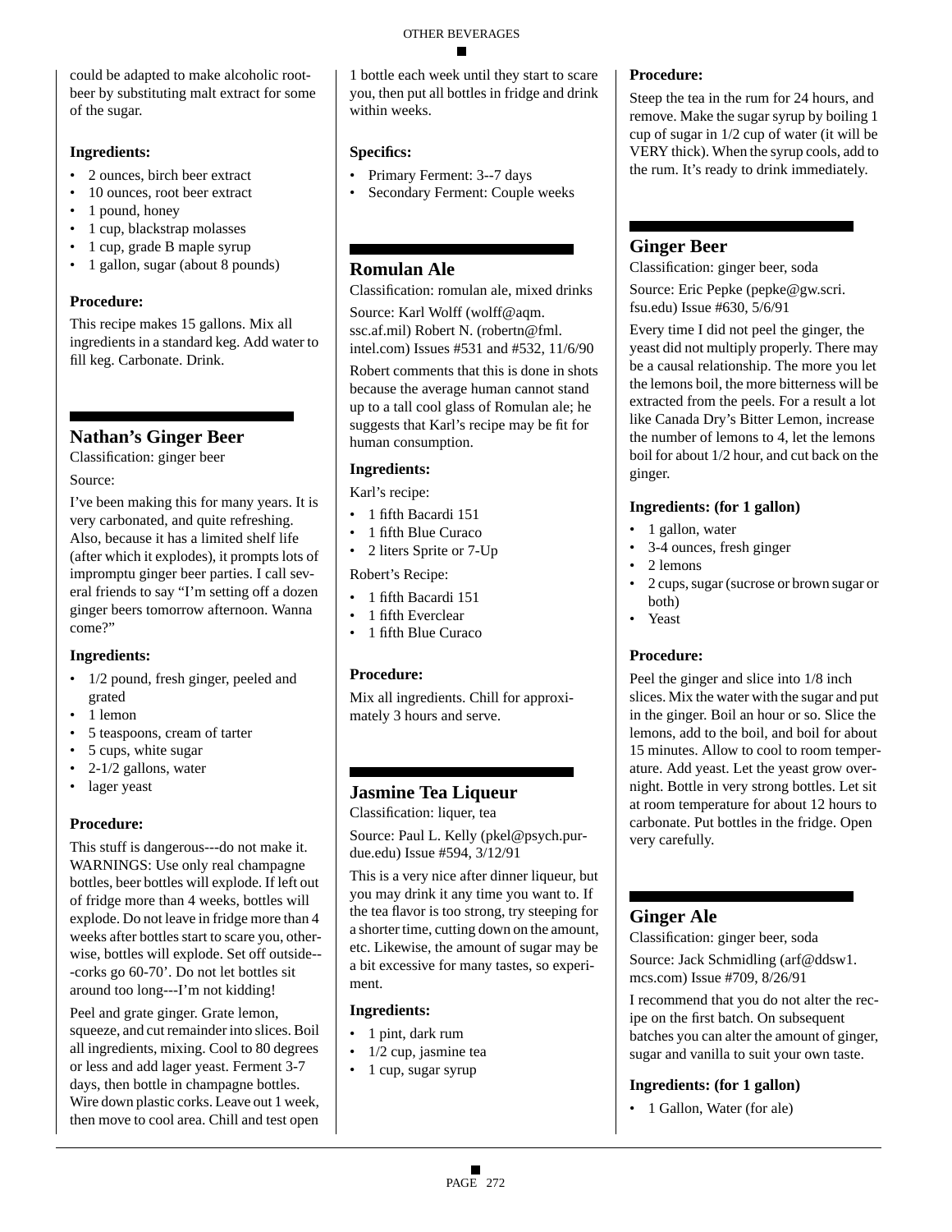could be adapted to make alcoholic root-beer by substituting malt extract for some of the sugar.

### Ingredients:

- 2 ounces, birch beer extract
- 10 ounces, root beer extract
- 1 pound, honey
- 1 cup, blackstrap molasses
- 1 cup, grade B maple syrup
- 1 gallon, sugar (about 8 pounds)

### Procedure:

This recipe makes 15 gallons. Mix all ingredients in a standard keg. Add water to fill keg. Carbonate. Drink.

## Nathan's Ginger Beer

Classification: ginger beer

Source:

I've been making this for many years. It is very carbonated, and quite refreshing. Also, because it has a limited shelf life (after which it explodes), it prompts lots of impromptu ginger beer parties. I call several friends to say "I'm setting off a dozen ginger beers tomorrow afternoon. Wanna come?"

### Ingredients:

- 1/2 pound, fresh ginger, peeled and grated
- 1 lemon
- 5 teaspoons, cream of tarter
- 5 cups, white sugar
- 2-1/2 gallons, water
- lager yeast

### Procedure:

This stuff is dangerous---do not make it. WARNINGS: Use only real champagne bottles, beer bottles will explode. If left out of fridge more than 4 weeks, bottles will explode. Do not leave in fridge more than 4 weeks after bottles start to scare you, otherwise, bottles will explode. Set off outside---corks go 60-70'. Do not let bottles sit around too long---I'm not kidding!

Peel and grate ginger. Grate lemon, squeeze, and cut remainder into slices. Boil all ingredients, mixing. Cool to 80 degrees or less and add lager yeast. Ferment 3-7 days, then bottle in champagne bottles. Wire down plastic corks. Leave out 1 week, then move to cool area. Chill and test open 1 bottle each week until they start to scare you, then put all bottles in fridge and drink within weeks.

### Specifics:

- Primary Ferment: 3--7 days
- Secondary Ferment: Couple weeks

## Romulan Ale

Classification: romulan ale, mixed drinks

Source: Karl Wolff (wolff@aqm.ssc.af.mil) Robert N. (robertn@fml.intel.com) Issues #531 and #532, 11/6/90

Robert comments that this is done in shots because the average human cannot stand up to a tall cool glass of Romulan ale; he suggests that Karl's recipe may be fit for human consumption.

### Ingredients:

Karl's recipe:

- 1 fifth Bacardi 151
- 1 fifth Blue Curaco
- 2 liters Sprite or 7-Up

Robert's Recipe:

- 1 fifth Bacardi 151
- 1 fifth Everclear
- 1 fifth Blue Curaco

### Procedure:

Mix all ingredients. Chill for approximately 3 hours and serve.

## Jasmine Tea Liqueur

Classification: liquer, tea

Source: Paul L. Kelly (pkel@psych.purdue.edu) Issue #594, 3/12/91

This is a very nice after dinner liqueur, but you may drink it any time you want to. If the tea flavor is too strong, try steeping for a shorter time, cutting down on the amount, etc. Likewise, the amount of sugar may be a bit excessive for many tastes, so experiment.

### Ingredients:

- 1 pint, dark rum
- 1/2 cup, jasmine tea
- 1 cup, sugar syrup

### Procedure:

Steep the tea in the rum for 24 hours, and remove. Make the sugar syrup by boiling 1 cup of sugar in 1/2 cup of water (it will be VERY thick). When the syrup cools, add to the rum. It's ready to drink immediately.

## Ginger Beer

Classification: ginger beer, soda

Source: Eric Pepke (pepke@gw.scri.fsu.edu) Issue #630, 5/6/91

Every time I did not peel the ginger, the yeast did not multiply properly. There may be a causal relationship. The more you let the lemons boil, the more bitterness will be extracted from the peels. For a result a lot like Canada Dry's Bitter Lemon, increase the number of lemons to 4, let the lemons boil for about 1/2 hour, and cut back on the ginger.

### Ingredients: (for 1 gallon)

- 1 gallon, water
- 3-4 ounces, fresh ginger
- 2 lemons
- 2 cups, sugar (sucrose or brown sugar or both)
- Yeast

### Procedure:

Peel the ginger and slice into 1/8 inch slices. Mix the water with the sugar and put in the ginger. Boil an hour or so. Slice the lemons, add to the boil, and boil for about 15 minutes. Allow to cool to room temperature. Add yeast. Let the yeast grow overnight. Bottle in very strong bottles. Let sit at room temperature for about 12 hours to carbonate. Put bottles in the fridge. Open very carefully.

## Ginger Ale

Classification: ginger beer, soda

Source: Jack Schmidling (arf@ddsw1.mcs.com) Issue #709, 8/26/91

I recommend that you do not alter the recipe on the first batch. On subsequent batches you can alter the amount of ginger, sugar and vanilla to suit your own taste.

### Ingredients: (for 1 gallon)

- 1 Gallon, Water (for ale)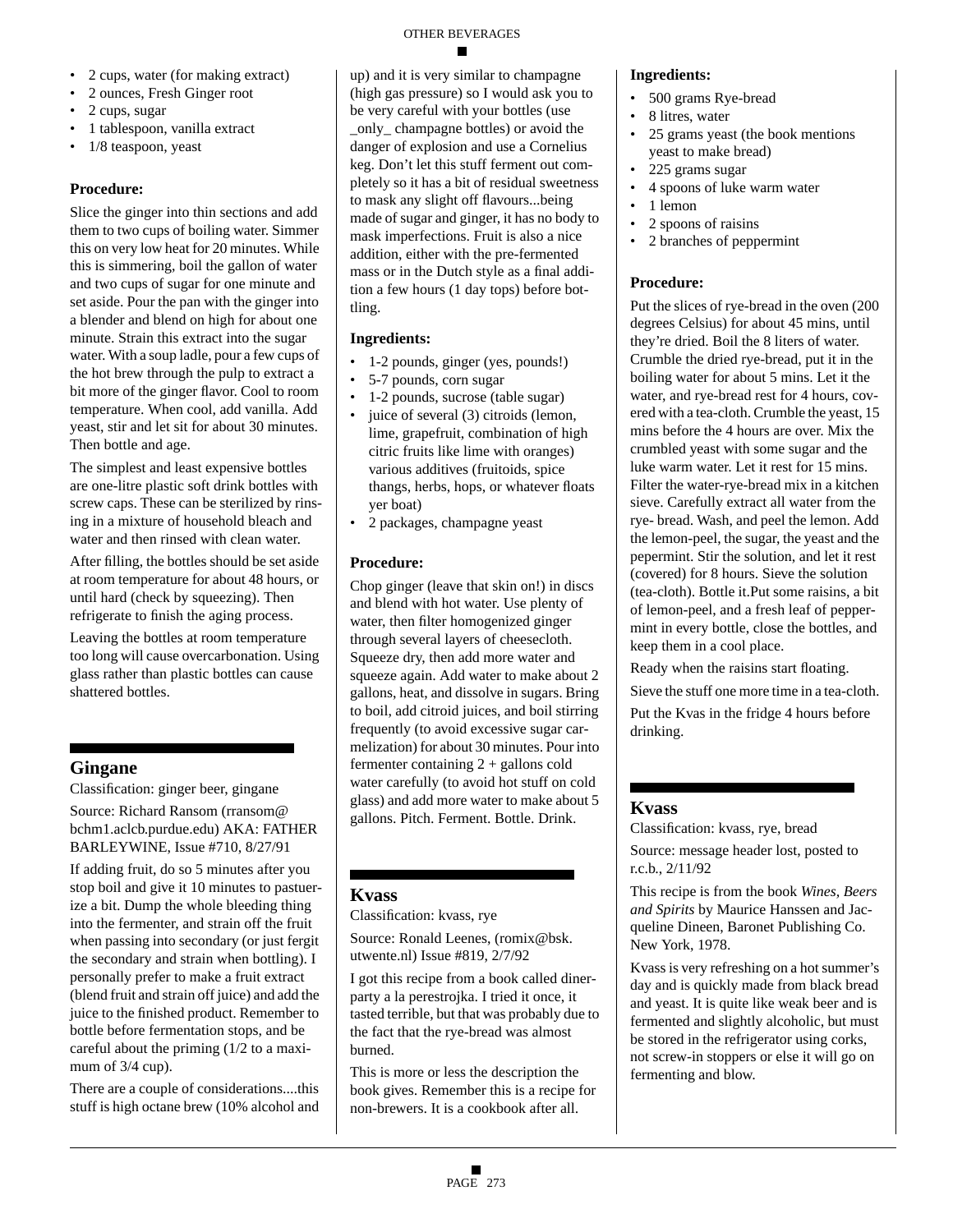- 2 cups, water (for making extract)
- 2 ounces, Fresh Ginger root
- 2 cups, sugar
- 1 tablespoon, vanilla extract
- 1/8 teaspoon, yeast

**Procedure:**

Slice the ginger into thin sections and add them to two cups of boiling water. Simmer this on very low heat for 20 minutes. While this is simmering, boil the gallon of water and two cups of sugar for one minute and set aside. Pour the pan with the ginger into a blender and blend on high for about one minute. Strain this extract into the sugar water. With a soup ladle, pour a few cups of the hot brew through the pulp to extract a bit more of the ginger flavor. Cool to room temperature. When cool, add vanilla. Add yeast, stir and let sit for about 30 minutes. Then bottle and age.

The simplest and least expensive bottles are one-litre plastic soft drink bottles with screw caps. These can be sterilized by rinsing in a mixture of household bleach and water and then rinsed with clean water.

After filling, the bottles should be set aside at room temperature for about 48 hours, or until hard (check by squeezing). Then refrigerate to finish the aging process.

Leaving the bottles at room temperature too long will cause overcarbonation. Using glass rather than plastic bottles can cause shattered bottles.

## Gingane

Classification: ginger beer, gingane

Source: Richard Ransom (rransom@bchm1.aclcb.purdue.edu) AKA: FATHER BARLEYWINE, Issue #710, 8/27/91

If adding fruit, do so 5 minutes after you stop boil and give it 10 minutes to pastuerize a bit. Dump the whole bleeding thing into the fermenter, and strain off the fruit when passing into secondary (or just fergit the secondary and strain when bottling). I personally prefer to make a fruit extract (blend fruit and strain off juice) and add the juice to the finished product. Remember to bottle before fermentation stops, and be careful about the priming (1/2 to a maximum of 3/4 cup).

There are a couple of considerations....this stuff is high octane brew (10% alcohol and up) and it is very similar to champagne (high gas pressure) so I would ask you to be very careful with your bottles (use _only_ champagne bottles) or avoid the danger of explosion and use a Cornelius keg. Don't let this stuff ferment out completely so it has a bit of residual sweetness to mask any slight off flavours...being made of sugar and ginger, it has no body to mask imperfections. Fruit is also a nice addition, either with the pre-fermented mass or in the Dutch style as a final addition a few hours (1 day tops) before bottling.

**Ingredients:**

- 1-2 pounds, ginger (yes, pounds!)
- 5-7 pounds, corn sugar
- 1-2 pounds, sucrose (table sugar)
- juice of several (3) citroids (lemon, lime, grapefruit, combination of high citric fruits like lime with oranges) various additives (fruitoids, spice thangs, herbs, hops, or whatever floats yer boat)
- 2 packages, champagne yeast

**Procedure:**

Chop ginger (leave that skin on!) in discs and blend with hot water. Use plenty of water, then filter homogenized ginger through several layers of cheesecloth. Squeeze dry, then add more water and squeeze again. Add water to make about 2 gallons, heat, and dissolve in sugars. Bring to boil, add citroid juices, and boil stirring frequently (to avoid excessive sugar carmelization) for about 30 minutes. Pour into fermenter containing 2 + gallons cold water carefully (to avoid hot stuff on cold glass) and add more water to make about 5 gallons. Pitch. Ferment. Bottle. Drink.

## Kvass

Classification: kvass, rye

Source: Ronald Leenes, (romix@bsk.utwente.nl) Issue #819, 2/7/92

I got this recipe from a book called dinerparty a la perestrojka. I tried it once, it tasted terrible, but that was probably due to the fact that the rye-bread was almost burned.

This is more or less the description the book gives. Remember this is a recipe for non-brewers. It is a cookbook after all.

**Ingredients:**

- 500 grams Rye-bread
- 8 litres, water
- 25 grams yeast (the book mentions yeast to make bread)
- 225 grams sugar
- 4 spoons of luke warm water
- 1 lemon
- 2 spoons of raisins
- 2 branches of peppermint

**Procedure:**

Put the slices of rye-bread in the oven (200 degrees Celsius) for about 45 mins, until they're dried. Boil the 8 liters of water. Crumble the dried rye-bread, put it in the boiling water for about 5 mins. Let it the water, and rye-bread rest for 4 hours, covered with a tea-cloth. Crumble the yeast, 15 mins before the 4 hours are over. Mix the crumbled yeast with some sugar and the luke warm water. Let it rest for 15 mins. Filter the water-rye-bread mix in a kitchen sieve. Carefully extract all water from the rye- bread. Wash, and peel the lemon. Add the lemon-peel, the sugar, the yeast and the pepermint. Stir the solution, and let it rest (covered) for 8 hours. Sieve the solution (tea-cloth). Bottle it.Put some raisins, a bit of lemon-peel, and a fresh leaf of peppermint in every bottle, close the bottles, and keep them in a cool place.

Ready when the raisins start floating.

Sieve the stuff one more time in a tea-cloth.

Put the Kvas in the fridge 4 hours before drinking.

## Kvass

Classification: kvass, rye, bread

Source: message header lost, posted to r.c.b., 2/11/92

This recipe is from the book *Wines, Beers and Spirits* by Maurice Hanssen and Jacqueline Dineen, Baronet Publishing Co. New York, 1978.

Kvass is very refreshing on a hot summer's day and is quickly made from black bread and yeast. It is quite like weak beer and is fermented and slightly alcoholic, but must be stored in the refrigerator using corks, not screw-in stoppers or else it will go on fermenting and blow.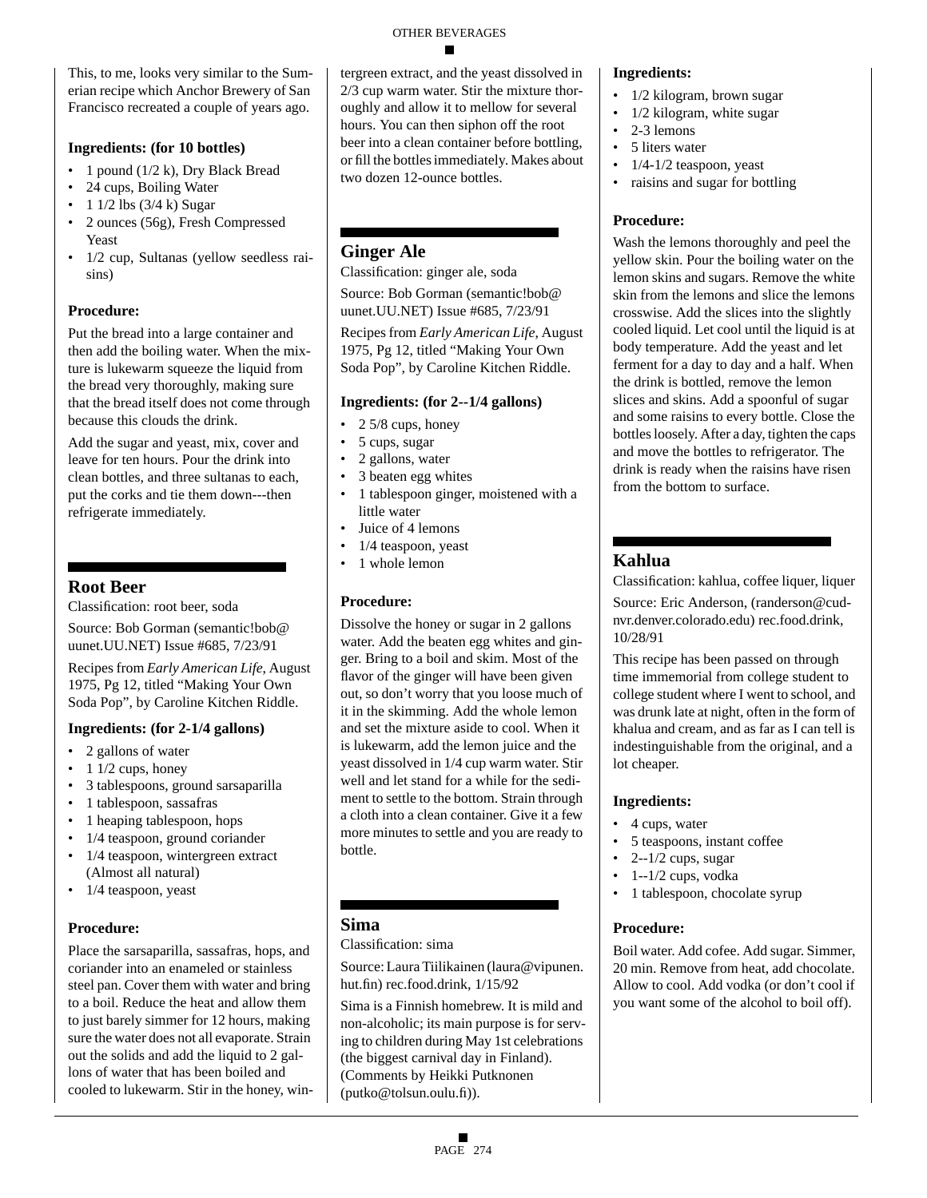This, to me, looks very similar to the Sumerian recipe which Anchor Brewery of San Francisco recreated a couple of years ago.

### Ingredients: (for 10 bottles)

- 1 pound (1/2 k), Dry Black Bread
- 24 cups, Boiling Water
- 1 1/2 lbs (3/4 k) Sugar
- 2 ounces (56g), Fresh Compressed Yeast
- 1/2 cup, Sultanas (yellow seedless raisins)

### Procedure:

Put the bread into a large container and then add the boiling water. When the mixture is lukewarm squeeze the liquid from the bread very thoroughly, making sure that the bread itself does not come through because this clouds the drink.

Add the sugar and yeast, mix, cover and leave for ten hours. Pour the drink into clean bottles, and three sultanas to each, put the corks and tie them down---then refrigerate immediately.

## Root Beer

Classification: root beer, soda

Source: Bob Gorman (semantic!bob@uunet.UU.NET) Issue #685, 7/23/91

Recipes from *Early American Life*, August 1975, Pg 12, titled "Making Your Own Soda Pop", by Caroline Kitchen Riddle.

### Ingredients: (for 2-1/4 gallons)

- 2 gallons of water
- 1 1/2 cups, honey
- 3 tablespoons, ground sarsaparilla
- 1 tablespoon, sassafras
- 1 heaping tablespoon, hops
- 1/4 teaspoon, ground coriander
- 1/4 teaspoon, wintergreen extract (Almost all natural)
- 1/4 teaspoon, yeast

### Procedure:

Place the sarsaparilla, sassafras, hops, and coriander into an enameled or stainless steel pan. Cover them with water and bring to a boil. Reduce the heat and allow them to just barely simmer for 12 hours, making sure the water does not all evaporate. Strain out the solids and add the liquid to 2 gallons of water that has been boiled and cooled to lukewarm. Stir in the honey, wintergreen extract, and the yeast dissolved in 2/3 cup warm water. Stir the mixture thoroughly and allow it to mellow for several hours. You can then siphon off the root beer into a clean container before bottling, or fill the bottles immediately. Makes about two dozen 12-ounce bottles.

## Ginger Ale

Classification: ginger ale, soda

Source: Bob Gorman (semantic!bob@uunet.UU.NET) Issue #685, 7/23/91

Recipes from *Early American Life*, August 1975, Pg 12, titled "Making Your Own Soda Pop", by Caroline Kitchen Riddle.

### Ingredients: (for 2--1/4 gallons)

- 2 5/8 cups, honey
- 5 cups, sugar
- 2 gallons, water
- 3 beaten egg whites
- 1 tablespoon ginger, moistened with a little water
- Juice of 4 lemons
- 1/4 teaspoon, yeast
- 1 whole lemon

### Procedure:

Dissolve the honey or sugar in 2 gallons water. Add the beaten egg whites and ginger. Bring to a boil and skim. Most of the flavor of the ginger will have been given out, so don't worry that you loose much of it in the skimming. Add the whole lemon and set the mixture aside to cool. When it is lukewarm, add the lemon juice and the yeast dissolved in 1/4 cup warm water. Stir well and let stand for a while for the sediment to settle to the bottom. Strain through a cloth into a clean container. Give it a few more minutes to settle and you are ready to bottle.

## Sima

Classification: sima

Source: Laura Tiilikainen (laura@vipunen.hut.fi) rec.food.drink, 1/15/92

Sima is a Finnish homebrew. It is mild and non-alcoholic; its main purpose is for serving to children during May 1st celebrations (the biggest carnival day in Finland). (Comments by Heikki Putknonen (putko@tolsun.oulu.fi)).

### Ingredients:

- 1/2 kilogram, brown sugar
- 1/2 kilogram, white sugar
- 2-3 lemons
- 5 liters water
- 1/4-1/2 teaspoon, yeast
- raisins and sugar for bottling

### Procedure:

Wash the lemons thoroughly and peel the yellow skin. Pour the boiling water on the lemon skins and sugars. Remove the white skin from the lemons and slice the lemons crosswise. Add the slices into the slightly cooled liquid. Let cool until the liquid is at body temperature. Add the yeast and let ferment for a day to day and a half. When the drink is bottled, remove the lemon slices and skins. Add a spoonful of sugar and some raisins to every bottle. Close the bottles loosely. After a day, tighten the caps and move the bottles to refrigerator. The drink is ready when the raisins have risen from the bottom to surface.

## Kahlua

Classification: kahlua, coffee liquer, liquer

Source: Eric Anderson, (randerson@cudnvr.denver.colorado.edu) rec.food.drink, 10/28/91

This recipe has been passed on through time immemorial from college student to college student where I went to school, and was drunk late at night, often in the form of khalua and cream, and as far as I can tell is indestinguishable from the original, and a lot cheaper.

### Ingredients:

- 4 cups, water
- 5 teaspoons, instant coffee
- 2--1/2 cups, sugar
- 1--1/2 cups, vodka
- 1 tablespoon, chocolate syrup

### Procedure:

Boil water. Add cofee. Add sugar. Simmer, 20 min. Remove from heat, add chocolate. Allow to cool. Add vodka (or don't cool if you want some of the alcohol to boil off).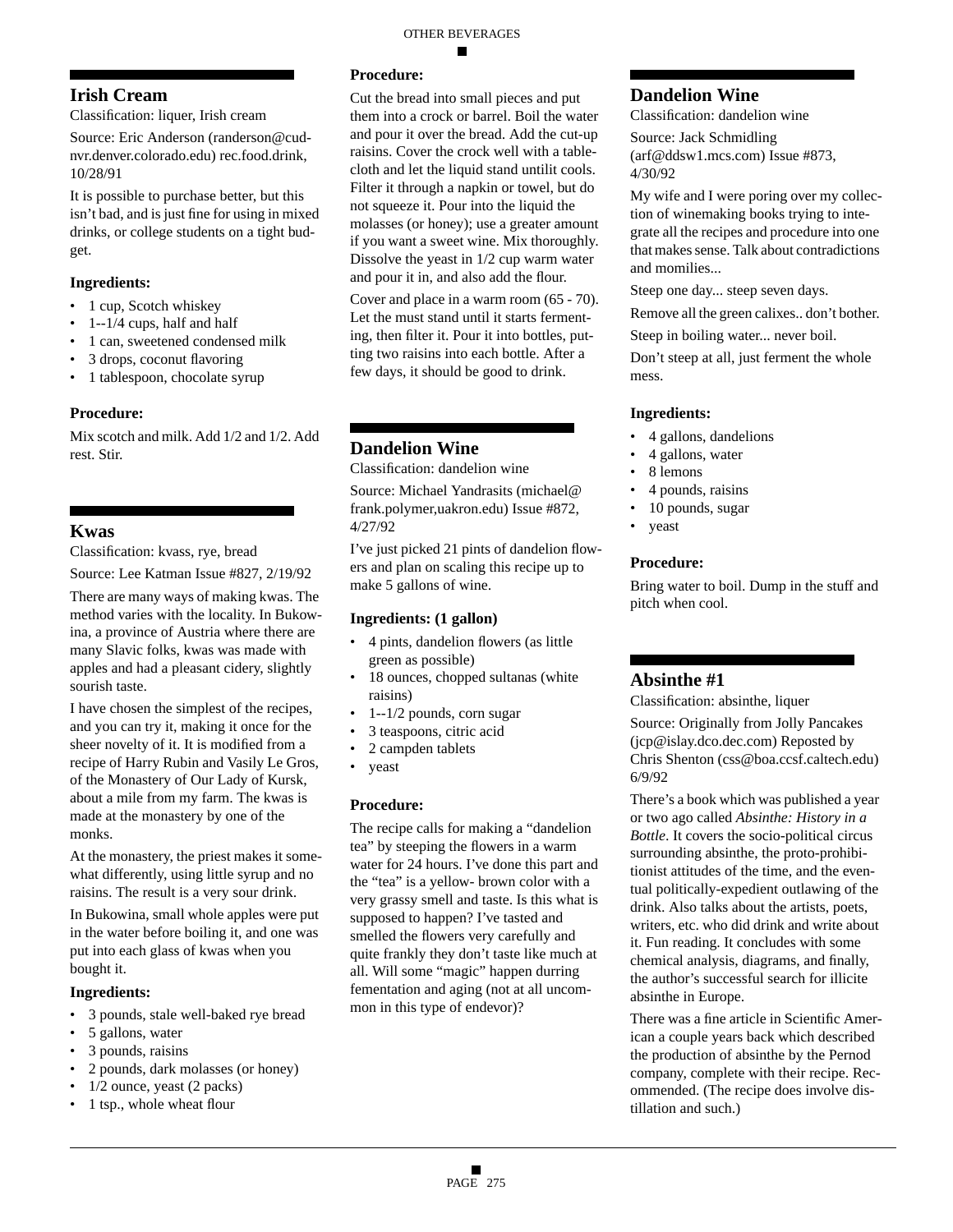## Irish Cream

Classification: liquer, Irish cream

Source: Eric Anderson (randerson@cud-nvr.denver.colorado.edu) rec.food.drink, 10/28/91

It is possible to purchase better, but this isn't bad, and is just fine for using in mixed drinks, or college students on a tight budget.

### Ingredients:

- 1 cup, Scotch whiskey
- 1--1/4 cups, half and half
- 1 can, sweetened condensed milk
- 3 drops, coconut flavoring
- 1 tablespoon, chocolate syrup

### Procedure:

Mix scotch and milk. Add 1/2 and 1/2. Add rest. Stir.

## Kwas

Classification: kvass, rye, bread

Source: Lee Katman Issue #827, 2/19/92

There are many ways of making kwas. The method varies with the locality. In Bukowina, a province of Austria where there are many Slavic folks, kwas was made with apples and had a pleasant cidery, slightly sourish taste.

I have chosen the simplest of the recipes, and you can try it, making it once for the sheer novelty of it. It is modified from a recipe of Harry Rubin and Vasily Le Gros, of the Monastery of Our Lady of Kursk, about a mile from my farm. The kwas is made at the monastery by one of the monks.

At the monastery, the priest makes it somewhat differently, using little syrup and no raisins. The result is a very sour drink.

In Bukowina, small whole apples were put in the water before boiling it, and one was put into each glass of kwas when you bought it.

### Ingredients:

- 3 pounds, stale well-baked rye bread
- 5 gallons, water
- 3 pounds, raisins
- 2 pounds, dark molasses (or honey)
- 1/2 ounce, yeast (2 packs)
- 1 tsp., whole wheat flour

### Procedure:

Cut the bread into small pieces and put them into a crock or barrel. Boil the water and pour it over the bread. Add the cut-up raisins. Cover the crock well with a tablecloth and let the liquid stand untilit cools. Filter it through a napkin or towel, but do not squeeze it. Pour into the liquid the molasses (or honey); use a greater amount if you want a sweet wine. Mix thoroughly. Dissolve the yeast in 1/2 cup warm water and pour it in, and also add the flour.

Cover and place in a warm room (65 - 70). Let the must stand until it starts fermenting, then filter it. Pour it into bottles, putting two raisins into each bottle. After a few days, it should be good to drink.

## Dandelion Wine

Classification: dandelion wine

Source: Michael Yandrasits (michael@frank.polymer,uakron.edu) Issue #872, 4/27/92

I've just picked 21 pints of dandelion flowers and plan on scaling this recipe up to make 5 gallons of wine.

### Ingredients: (1 gallon)

- 4 pints, dandelion flowers (as little green as possible)
- 18 ounces, chopped sultanas (white raisins)
- 1--1/2 pounds, corn sugar
- 3 teaspoons, citric acid
- 2 campden tablets
- yeast

### Procedure:

The recipe calls for making a "dandelion tea" by steeping the flowers in a warm water for 24 hours. I've done this part and the "tea" is a yellow- brown color with a very grassy smell and taste. Is this what is supposed to happen? I've tasted and smelled the flowers very carefully and quite frankly they don't taste like much at all. Will some "magic" happen durring fementation and aging (not at all uncommon in this type of endevor)?

## Dandelion Wine

Classification: dandelion wine

Source: Jack Schmidling (arf@ddsw1.mcs.com) Issue #873, 4/30/92

My wife and I were poring over my collection of winemaking books trying to integrate all the recipes and procedure into one that makes sense. Talk about contradictions and momilies...

Steep one day... steep seven days.

Remove all the green calixes.. don't bother.

Steep in boiling water... never boil.

Don't steep at all, just ferment the whole mess.

### Ingredients:

- 4 gallons, dandelions
- 4 gallons, water
- 8 lemons
- 4 pounds, raisins
- 10 pounds, sugar
- yeast

### Procedure:

Bring water to boil. Dump in the stuff and pitch when cool.

## Absinthe #1

Classification: absinthe, liquer

Source: Originally from Jolly Pancakes (jcp@islay.dco.dec.com) Reposted by Chris Shenton (css@boa.ccsf.caltech.edu) 6/9/92

There's a book which was published a year or two ago called *Absinthe: History in a Bottle*. It covers the socio-political circus surrounding absinthe, the proto-prohibitionist attitudes of the time, and the eventual politically-expedient outlawing of the drink. Also talks about the artists, poets, writers, etc. who did drink and write about it. Fun reading. It concludes with some chemical analysis, diagrams, and finally, the author's successful search for illicite absinthe in Europe.

There was a fine article in Scientific American a couple years back which described the production of absinthe by the Pernod company, complete with their recipe. Recommended. (The recipe does involve distillation and such.)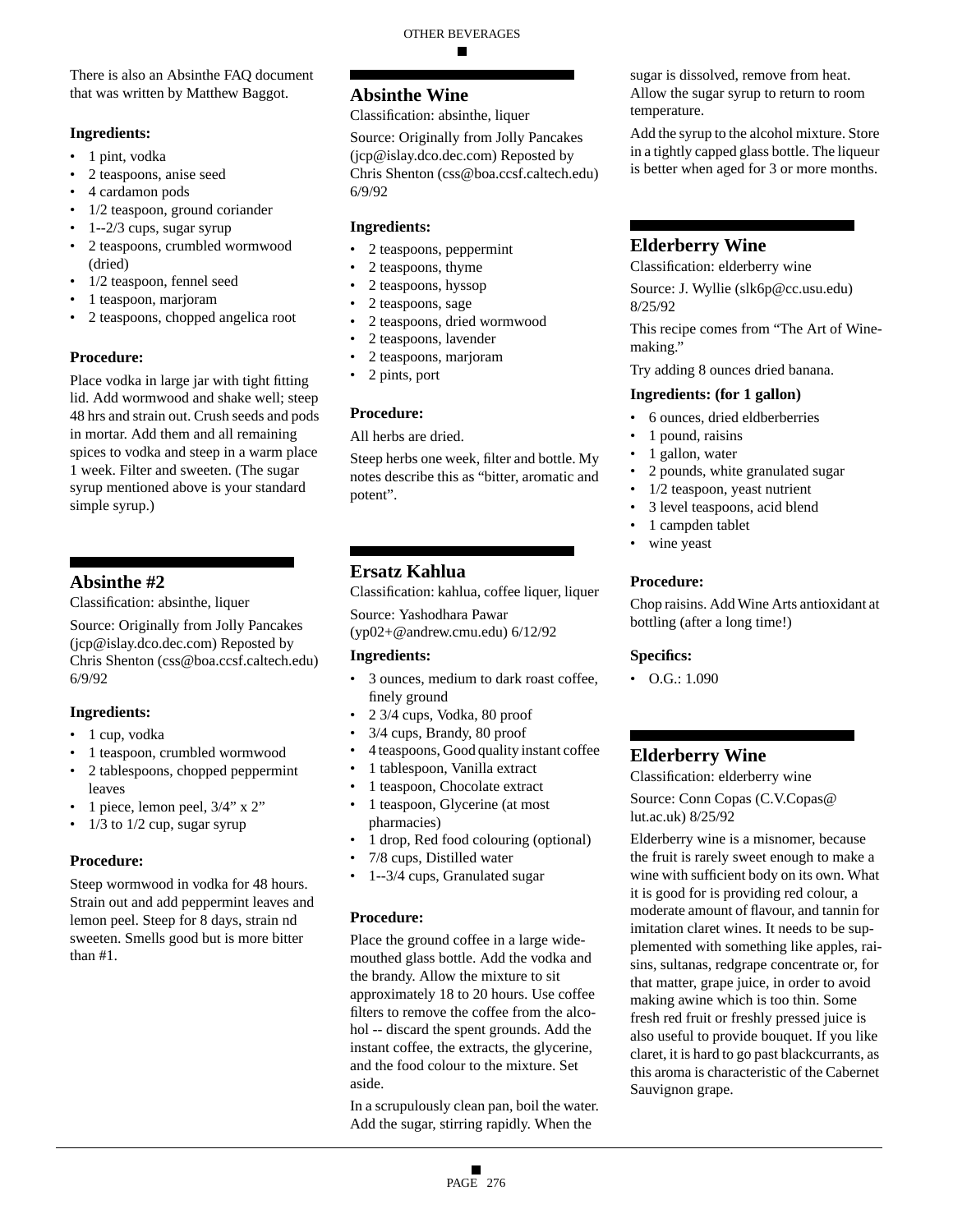There is also an Absinthe FAQ document that was written by Matthew Baggot.

**Ingredients:**

- 1 pint, vodka
- 2 teaspoons, anise seed
- 4 cardamon pods
- 1/2 teaspoon, ground coriander
- 1--2/3 cups, sugar syrup
- 2 teaspoons, crumbled wormwood (dried)
- 1/2 teaspoon, fennel seed
- 1 teaspoon, marjoram
- 2 teaspoons, chopped angelica root

**Procedure:**

Place vodka in large jar with tight fitting lid. Add wormwood and shake well; steep 48 hrs and strain out. Crush seeds and pods in mortar. Add them and all remaining spices to vodka and steep in a warm place 1 week. Filter and sweeten. (The sugar syrup mentioned above is your standard simple syrup.)

## Absinthe #2

Classifcation: absinthe, liquer

Source: Originally from Jolly Pancakes (jcp@islay.dco.dec.com) Reposted by Chris Shenton (css@boa.ccsf.caltech.edu) 6/9/92

**Ingredients:**

- 1 cup, vodka
- 1 teaspoon, crumbled wormwood
- 2 tablespoons, chopped peppermint leaves
- 1 piece, lemon peel, 3/4" x 2"
- 1/3 to 1/2 cup, sugar syrup

**Procedure:**

Steep wormwood in vodka for 48 hours. Strain out and add peppermint leaves and lemon peel. Steep for 8 days, strain nd sweeten. Smells good but is more bitter than #1.

## Absinthe Wine

Classifcation: absinthe, liquer

Source: Originally from Jolly Pancakes (jcp@islay.dco.dec.com) Reposted by Chris Shenton (css@boa.ccsf.caltech.edu) 6/9/92

**Ingredients:**

- 2 teaspoons, peppermint
- 2 teaspoons, thyme
- 2 teaspoons, hyssop
- 2 teaspoons, sage
- 2 teaspoons, dried wormwood
- 2 teaspoons, lavender
- 2 teaspoons, marjoram
- 2 pints, port

**Procedure:**

All herbs are dried.

Steep herbs one week, filter and bottle. My notes describe this as "bitter, aromatic and potent".

## Ersatz Kahlua

Classifcation: kahlua, coffee liquer, liquer

Source: Yashodhara Pawar (yp02+@andrew.cmu.edu) 6/12/92

**Ingredients:**

- 3 ounces, medium to dark roast coffee, finely ground
- 2 3/4 cups, Vodka, 80 proof
- 3/4 cups, Brandy, 80 proof
- 4 teaspoons, Good quality instant coffee
- 1 tablespoon, Vanilla extract
- 1 teaspoon, Chocolate extract
- 1 teaspoon, Glycerine (at most pharmacies)
- 1 drop, Red food colouring (optional)
- 7/8 cups, Distilled water
- 1--3/4 cups, Granulated sugar

**Procedure:**

Place the ground coffee in a large wide-mouthed glass bottle. Add the vodka and the brandy. Allow the mixture to sit approximately 18 to 20 hours. Use coffee filters to remove the coffee from the alcohol -- discard the spent grounds. Add the instant coffee, the extracts, the glycerine, and the food colour to the mixture. Set aside.

In a scrupulously clean pan, boil the water. Add the sugar, stirring rapidly. When the sugar is dissolved, remove from heat. Allow the sugar syrup to return to room temperature.

Add the syrup to the alcohol mixture. Store in a tightly capped glass bottle. The liqueur is better when aged for 3 or more months.

## Elderberry Wine

Classifcation: elderberry wine

Source: J. Wyllie (slk6p@cc.usu.edu) 8/25/92

This recipe comes from "The Art of Winemaking."

Try adding 8 ounces dried banana.

**Ingredients: (for 1 gallon)**

- 6 ounces, dried eldberberries
- 1 pound, raisins
- 1 gallon, water
- 2 pounds, white granulated sugar
- 1/2 teaspoon, yeast nutrient
- 3 level teaspoons, acid blend
- 1 campden tablet
- wine yeast

**Procedure:**

Chop raisins. Add Wine Arts antioxidant at bottling (after a long time!)

**Specifics:**

- O.G.: 1.090

## Elderberry Wine

Classifcation: elderberry wine

Source: Conn Copas (C.V.Copas@lut.ac.uk) 8/25/92

Elderberry wine is a misnomer, because the fruit is rarely sweet enough to make a wine with sufficient body on its own. What it is good for is providing red colour, a moderate amount of flavour, and tannin for imitation claret wines. It needs to be supplemented with something like apples, raisins, sultanas, redgrape concentrate or, for that matter, grape juice, in order to avoid making awine which is too thin. Some fresh red fruit or freshly pressed juice is also useful to provide bouquet. If you like claret, it is hard to go past blackcurrants, as this aroma is characteristic of the Cabernet Sauvignon grape.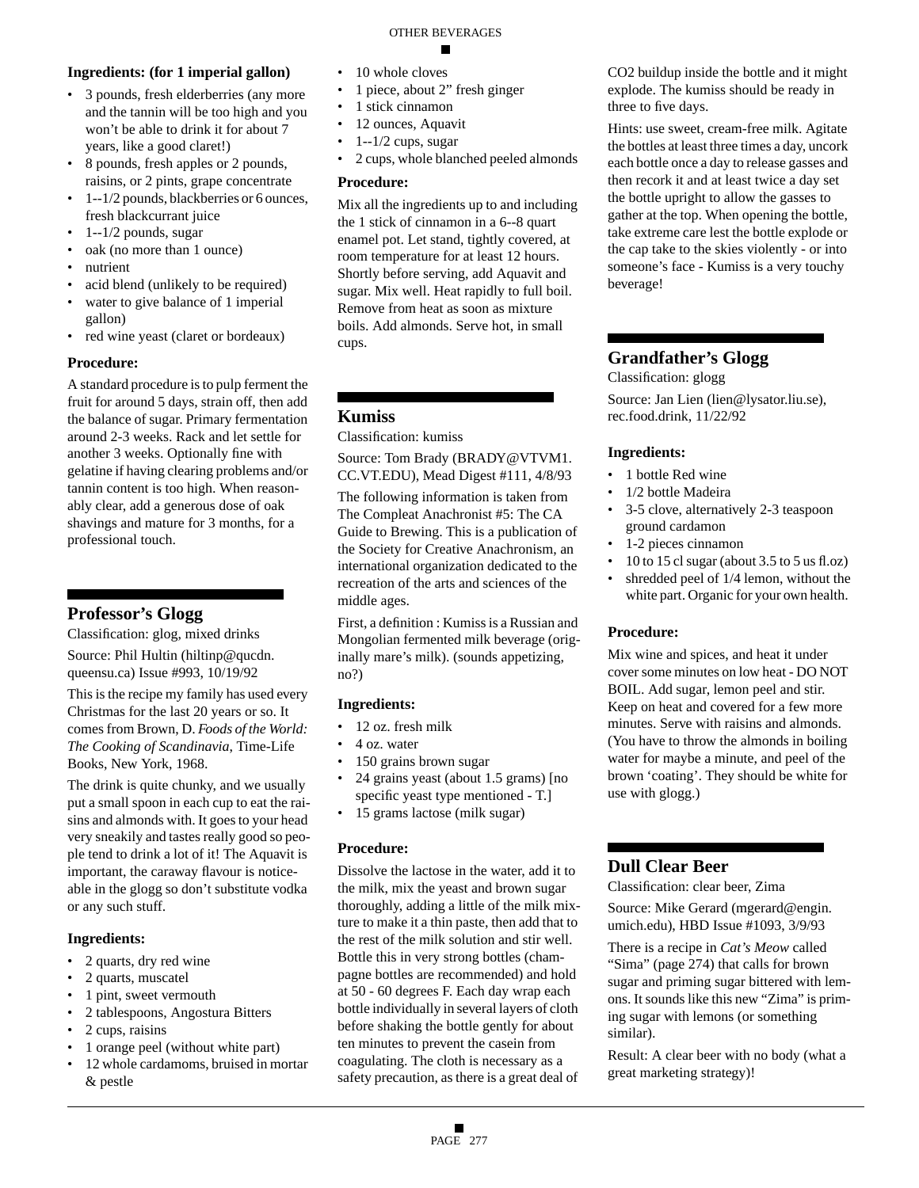**Ingredients: (for 1 imperial gallon)**

- 3 pounds, fresh elderberries (any more and the tannin will be too high and you won't be able to drink it for about 7 years, like a good claret!)
- 8 pounds, fresh apples or 2 pounds, raisins, or 2 pints, grape concentrate
- 1--1/2 pounds, blackberries or 6 ounces, fresh blackcurrant juice
- 1--1/2 pounds, sugar
- oak (no more than 1 ounce)
- nutrient
- acid blend (unlikely to be required)
- water to give balance of 1 imperial gallon)
- red wine yeast (claret or bordeaux)

**Procedure:**

A standard procedure is to pulp ferment the fruit for around 5 days, strain off, then add the balance of sugar. Primary fermentation around 2-3 weeks. Rack and let settle for another 3 weeks. Optionally fine with gelatine if having clearing problems and/or tannin content is too high. When reasonably clear, add a generous dose of oak shavings and mature for 3 months, for a professional touch.

## Professor's Glogg

Classification: glog, mixed drinks

Source: Phil Hultin (hiltinp@qucdn.queensu.ca) Issue #993, 10/19/92

This is the recipe my family has used every Christmas for the last 20 years or so. It comes from Brown, D. *Foods of the World: The Cooking of Scandinavia*, Time-Life Books, New York, 1968.

The drink is quite chunky, and we usually put a small spoon in each cup to eat the raisins and almonds with. It goes to your head very sneakily and tastes really good so people tend to drink a lot of it! The Aquavit is important, the caraway flavour is noticeable in the glogg so don't substitute vodka or any such stuff.

**Ingredients:**

- 2 quarts, dry red wine
- 2 quarts, muscatel
- 1 pint, sweet vermouth
- 2 tablespoons, Angostura Bitters
- 2 cups, raisins
- 1 orange peel (without white part)
- 12 whole cardamoms, bruised in mortar & pestle
- 10 whole cloves
- 1 piece, about 2" fresh ginger
- 1 stick cinnamon
- 12 ounces, Aquavit
- 1--1/2 cups, sugar
- 2 cups, whole blanched peeled almonds

**Procedure:**

Mix all the ingredients up to and including the 1 stick of cinnamon in a 6--8 quart enamel pot. Let stand, tightly covered, at room temperature for at least 12 hours. Shortly before serving, add Aquavit and sugar. Mix well. Heat rapidly to full boil. Remove from heat as soon as mixture boils. Add almonds. Serve hot, in small cups.

## Kumiss

Classification: kumiss

Source: Tom Brady (BRADY@VTVM1.CC.VT.EDU), Mead Digest #111, 4/8/93

The following information is taken from The Compleat Anachronist #5: The CA Guide to Brewing. This is a publication of the Society for Creative Anachronism, an international organization dedicated to the recreation of the arts and sciences of the middle ages.

First, a definition : Kumiss is a Russian and Mongolian fermented milk beverage (originally mare's milk). (sounds appetizing, no?)

**Ingredients:**

- 12 oz. fresh milk
- 4 oz. water
- 150 grains brown sugar
- 24 grains yeast (about 1.5 grams) [no specific yeast type mentioned - T.]
- 15 grams lactose (milk sugar)

**Procedure:**

Dissolve the lactose in the water, add it to the milk, mix the yeast and brown sugar thoroughly, adding a little of the milk mixture to make it a thin paste, then add that to the rest of the milk solution and stir well. Bottle this in very strong bottles (champagne bottles are recommended) and hold at 50 - 60 degrees F. Each day wrap each bottle individually in several layers of cloth before shaking the bottle gently for about ten minutes to prevent the casein from coagulating. The cloth is necessary as a safety precaution, as there is a great deal of CO2 buildup inside the bottle and it might explode. The kumiss should be ready in three to five days.

Hints: use sweet, cream-free milk. Agitate the bottles at least three times a day, uncork each bottle once a day to release gasses and then recork it and at least twice a day set the bottle upright to allow the gasses to gather at the top. When opening the bottle, take extreme care lest the bottle explode or the cap take to the skies violently - or into someone's face - Kumiss is a very touchy beverage!

## Grandfather's Glogg

Classification: glogg

Source: Jan Lien (lien@lysator.liu.se), rec.food.drink, 11/22/92

**Ingredients:**

- 1 bottle Red wine
- 1/2 bottle Madeira
- 3-5 clove, alternatively 2-3 teaspoon ground cardamon
- 1-2 pieces cinnamon
- 10 to 15 cl sugar (about 3.5 to 5 us fl.oz)
- shredded peel of 1/4 lemon, without the white part. Organic for your own health.

**Procedure:**

Mix wine and spices, and heat it under cover some minutes on low heat - DO NOT BOIL. Add sugar, lemon peel and stir. Keep on heat and covered for a few more minutes. Serve with raisins and almonds. (You have to throw the almonds in boiling water for maybe a minute, and peel of the brown 'coating'. They should be white for use with glogg.)

## Dull Clear Beer

Classification: clear beer, Zima

Source: Mike Gerard (mgerard@engin.umich.edu), HBD Issue #1093, 3/9/93

There is a recipe in *Cat's Meow* called "Sima" (page 274) that calls for brown sugar and priming sugar bittered with lemons. It sounds like this new "Zima" is priming sugar with lemons (or something similar).

Result: A clear beer with no body (what a great marketing strategy)!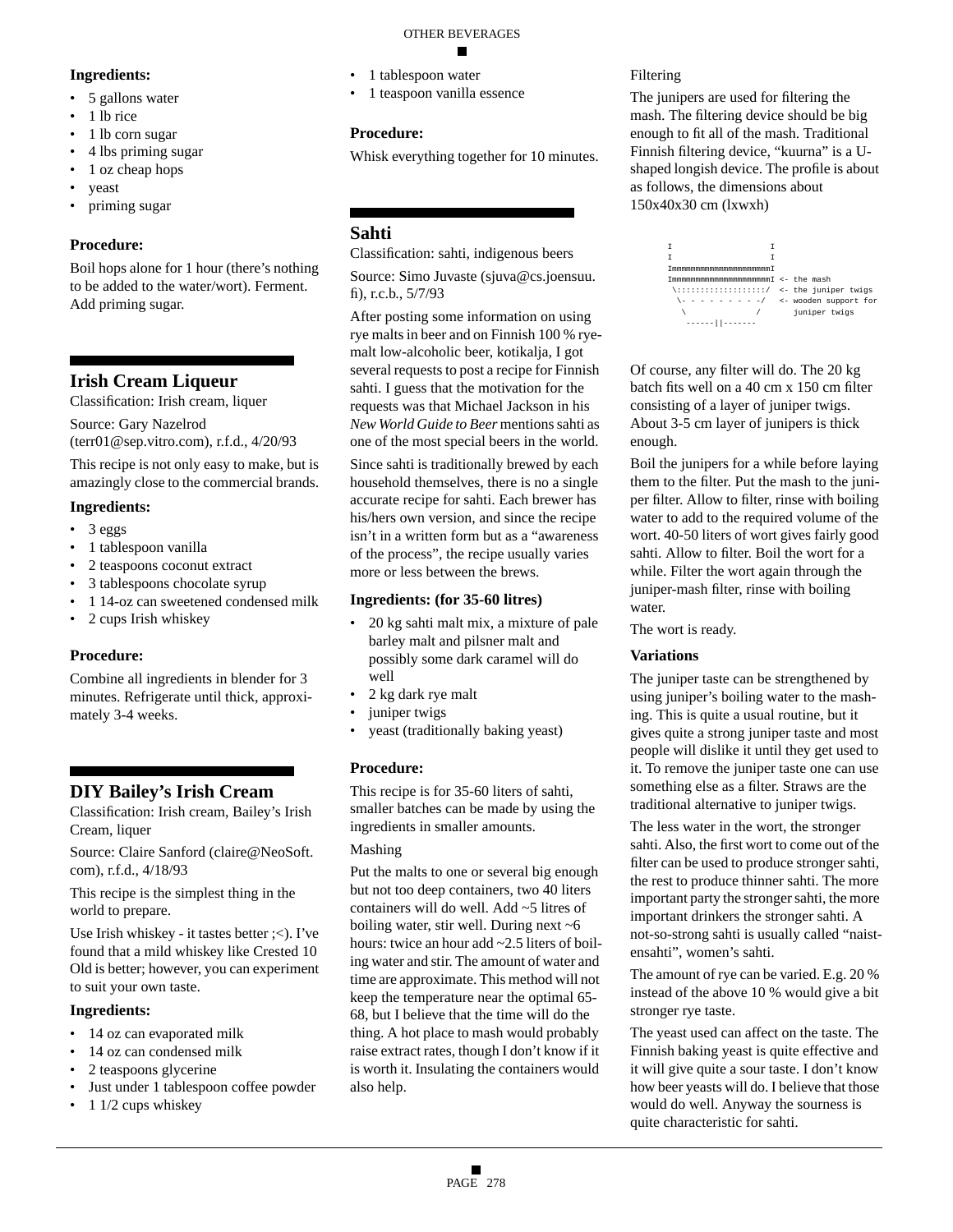**Ingredients:**

- 5 gallons water
- 1 lb rice
- 1 lb corn sugar
- 4 lbs priming sugar
- 1 oz cheap hops
- yeast
- priming sugar

**Procedure:**

Boil hops alone for 1 hour (there's nothing to be added to the water/wort). Ferment. Add priming sugar.

## Irish Cream Liqueur

Classification: Irish cream, liquer

Source: Gary Nazelrod (terr01@sep.vitro.com), r.f.d., 4/20/93

This recipe is not only easy to make, but is amazingly close to the commercial brands.

**Ingredients:**

- 3 eggs
- 1 tablespoon vanilla
- 2 teaspoons coconut extract
- 3 tablespoons chocolate syrup
- 1 14-oz can sweetened condensed milk
- 2 cups Irish whiskey

**Procedure:**

Combine all ingredients in blender for 3 minutes. Refrigerate until thick, approximately 3-4 weeks.

## DIY Bailey's Irish Cream

Classification: Irish cream, Bailey's Irish Cream, liquer

Source: Claire Sanford (claire@NeoSoft.com), r.f.d., 4/18/93

This recipe is the simplest thing in the world to prepare.

Use Irish whiskey - it tastes better ;<). I've found that a mild whiskey like Crested 10 Old is better; however, you can experiment to suit your own taste.

**Ingredients:**

- 14 oz can evaporated milk
- 14 oz can condensed milk
- 2 teaspoons glycerine
- Just under 1 tablespoon coffee powder
- 1 1/2 cups whiskey
- 1 tablespoon water
- 1 teaspoon vanilla essence

**Procedure:**

Whisk everything together for 10 minutes.

## Sahti

Classification: sahti, indigenous beers

Source: Simo Juvaste (sjuva@cs.joensuu.fi), r.c.b., 5/7/93

After posting some information on using rye malts in beer and on Finnish 100 % rye-malt low-alcoholic beer, kotikalja, I got several requests to post a recipe for Finnish sahti. I guess that the motivation for the requests was that Michael Jackson in his *New World Guide to Beer* mentions sahti as one of the most special beers in the world.

Since sahti is traditionally brewed by each household themselves, there is no a single accurate recipe for sahti. Each brewer has his/hers own version, and since the recipe isn't in a written form but as a "awareness of the process", the recipe usually varies more or less between the brews.

**Ingredients: (for 35-60 litres)**

- 20 kg sahti malt mix, a mixture of pale barley malt and pilsner malt and possibly some dark caramel will do well
- 2 kg dark rye malt
- juniper twigs
- yeast (traditionally baking yeast)

**Procedure:**

This recipe is for 35-60 liters of sahti, smaller batches can be made by using the ingredients in smaller amounts.

Mashing

Put the malts to one or several big enough but not too deep containers, two 40 liters containers will do well. Add ~5 litres of boiling water, stir well. During next ~6 hours: twice an hour add ~2.5 liters of boiling water and stir. The amount of water and time are approximate. This method will not keep the temperature near the optimal 65-68, but I believe that the time will do the thing. A hot place to mash would probably raise extract rates, though I don't know if it is worth it. Insulating the containers would also help.

Filtering

The junipers are used for filtering the mash. The filtering device should be big enough to fit all of the mash. Traditional Finnish filtering device, "kuurna" is a U-shaped longish device. The profile is about as follows, the dimensions about 150x40x30 cm (lxwxh)

```
I                    I
I                    I
ImmmmmmmmmmmmmmmmmmmmI
ImmmmmmmmmmmmmmmmmmmmI <- the mash
 \::::::::::::::::::/  <- the juniper twigs
  \- - - - - - - - -/   <- wooden support for
   \              /        juniper twigs
    ------||-------
```

Of course, any filter will do. The 20 kg batch fits well on a 40 cm x 150 cm filter consisting of a layer of juniper twigs. About 3-5 cm layer of junipers is thick enough.

Boil the junipers for a while before laying them to the filter. Put the mash to the juniper filter. Allow to filter, rinse with boiling water to add to the required volume of the wort. 40-50 liters of wort gives fairly good sahti. Allow to filter. Boil the wort for a while. Filter the wort again through the juniper-mash filter, rinse with boiling water.

The wort is ready.

**Variations**

The juniper taste can be strengthened by using juniper's boiling water to the mashing. This is quite a usual routine, but it gives quite a strong juniper taste and most people will dislike it until they get used to it. To remove the juniper taste one can use something else as a filter. Straws are the traditional alternative to juniper twigs.

The less water in the wort, the stronger sahti. Also, the first wort to come out of the filter can be used to produce stronger sahti, the rest to produce thinner sahti. The more important party the stronger sahti, the more important drinkers the stronger sahti. A not-so-strong sahti is usually called "naistensahti", women's sahti.

The amount of rye can be varied. E.g. 20 % instead of the above 10 % would give a bit stronger rye taste.

The yeast used can affect on the taste. The Finnish baking yeast is quite effective and it will give quite a sour taste. I don't know how beer yeasts will do. I believe that those would do well. Anyway the sourness is quite characteristic for sahti.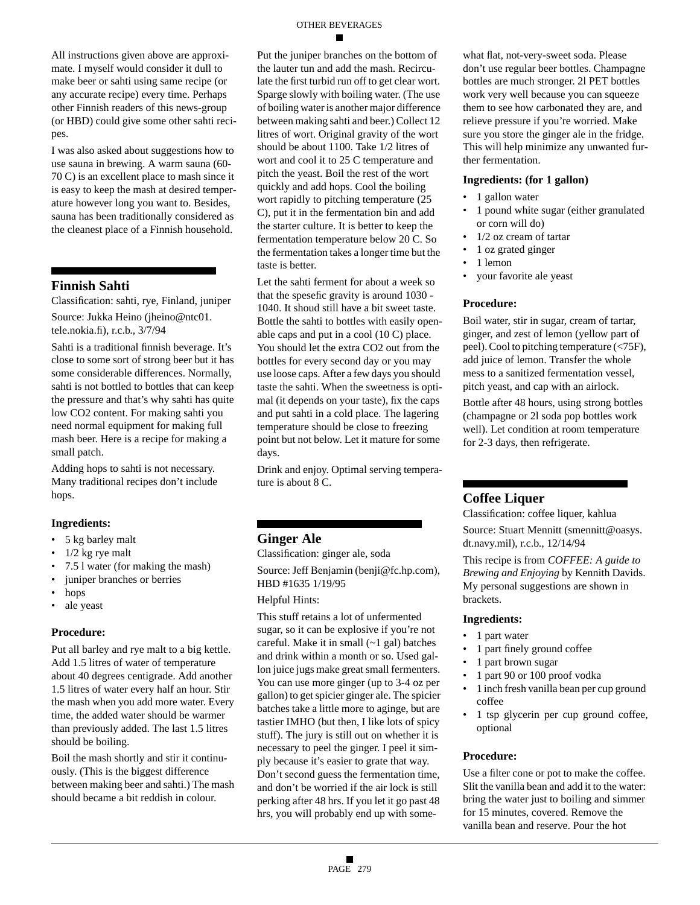All instructions given above are approximate. I myself would consider it dull to make beer or sahti using same recipe (or any accurate recipe) every time. Perhaps other Finnish readers of this news-group (or HBD) could give some other sahti recipes.

I was also asked about suggestions how to use sauna in brewing. A warm sauna (60-70 C) is an excellent place to mash since it is easy to keep the mash at desired temperature however long you want to. Besides, sauna has been traditionally considered as the cleanest place of a Finnish household.

## Finnish Sahti

Classification: sahti, rye, Finland, juniper

Source: Jukka Heino (jheino@ntc01.tele.nokia.fi), r.c.b., 3/7/94

Sahti is a traditional finnish beverage. It's close to some sort of strong beer but it has some considerable differences. Normally, sahti is not bottled to bottles that can keep the pressure and that's why sahti has quite low CO2 content. For making sahti you need normal equipment for making full mash beer. Here is a recipe for making a small patch.

Adding hops to sahti is not necessary. Many traditional recipes don't include hops.

### Ingredients:

- 5 kg barley malt
- 1/2 kg rye malt
- 7.5 l water (for making the mash)
- juniper branches or berries
- hops
- ale yeast

### Procedure:

Put all barley and rye malt to a big kettle. Add 1.5 litres of water of temperature about 40 degrees centigrade. Add another 1.5 litres of water every half an hour. Stir the mash when you add more water. Every time, the added water should be warmer than previously added. The last 1.5 litres should be boiling.

Boil the mash shortly and stir it continuously. (This is the biggest difference between making beer and sahti.) The mash should became a bit reddish in colour.

Put the juniper branches on the bottom of the lauter tun and add the mash. Recirculate the first turbid run off to get clear wort. Sparge slowly with boiling water. (The use of boiling water is another major difference between making sahti and beer.) Collect 12 litres of wort. Original gravity of the wort should be about 1100. Take 1/2 litres of wort and cool it to 25 C temperature and pitch the yeast. Boil the rest of the wort quickly and add hops. Cool the boiling wort rapidly to pitching temperature (25 C), put it in the fermentation bin and add the starter culture. It is better to keep the fermentation temperature below 20 C. So the fermentation takes a longer time but the taste is better.

Let the sahti ferment for about a week so that the spesefic gravity is around 1030 - 1040. It shoud still have a bit sweet taste. Bottle the sahti to bottles with easily openable caps and put in a cool (10 C) place. You should let the extra CO2 out from the bottles for every second day or you may use loose caps. After a few days you should taste the sahti. When the sweetness is optimal (it depends on your taste), fix the caps and put sahti in a cold place. The lagering temperature should be close to freezing point but not below. Let it mature for some days.

Drink and enjoy. Optimal serving temperature is about 8 C.

## Ginger Ale

Classification: ginger ale, soda

Source: Jeff Benjamin (benji@fc.hp.com), HBD #1635 1/19/95

Helpful Hints:

This stuff retains a lot of unfermented sugar, so it can be explosive if you're not careful. Make it in small (~1 gal) batches and drink within a month or so. Used gallon juice jugs make great small fermenters. You can use more ginger (up to 3-4 oz per gallon) to get spicier ginger ale. The spicier batches take a little more to aginge, but are tastier IMHO (but then, I like lots of spicy stuff). The jury is still out on whether it is necessary to peel the ginger. I peel it simply because it's easier to grate that way. Don't second guess the fermentation time, and don't be worried if the air lock is still perking after 48 hrs. If you let it go past 48 hrs, you will probably end up with somewhat flat, not-very-sweet soda. Please don't use regular beer bottles. Champagne bottles are much stronger. 2l PET bottles work very well because you can squeeze them to see how carbonated they are, and relieve pressure if you're worried. Make sure you store the ginger ale in the fridge. This will help minimize any unwanted further fermentation.

### Ingredients: (for 1 gallon)

- 1 gallon water
- 1 pound white sugar (either granulated or corn will do)
- 1/2 oz cream of tartar
- 1 oz grated ginger
- 1 lemon
- your favorite ale yeast

### Procedure:

Boil water, stir in sugar, cream of tartar, ginger, and zest of lemon (yellow part of peel). Cool to pitching temperature (<75F), add juice of lemon. Transfer the whole mess to a sanitized fermentation vessel, pitch yeast, and cap with an airlock.

Bottle after 48 hours, using strong bottles (champagne or 2l soda pop bottles work well). Let condition at room temperature for 2-3 days, then refrigerate.

## Coffee Liquer

Classification: coffee liquer, kahlua

Source: Stuart Mennitt (smennitt@oasys.dt.navy.mil), r.c.b., 12/14/94

This recipe is from *COFFEE: A guide to Brewing and Enjoying* by Kennith Davids. My personal suggestions are shown in brackets.

### Ingredients:

- 1 part water
- 1 part finely ground coffee
- 1 part brown sugar
- 1 part 90 or 100 proof vodka
- 1 inch fresh vanilla bean per cup ground coffee
- 1 tsp glycerin per cup ground coffee, optional

### Procedure:

Use a filter cone or pot to make the coffee. Slit the vanilla bean and add it to the water: bring the water just to boiling and simmer for 15 minutes, covered. Remove the vanilla bean and reserve. Pour the hot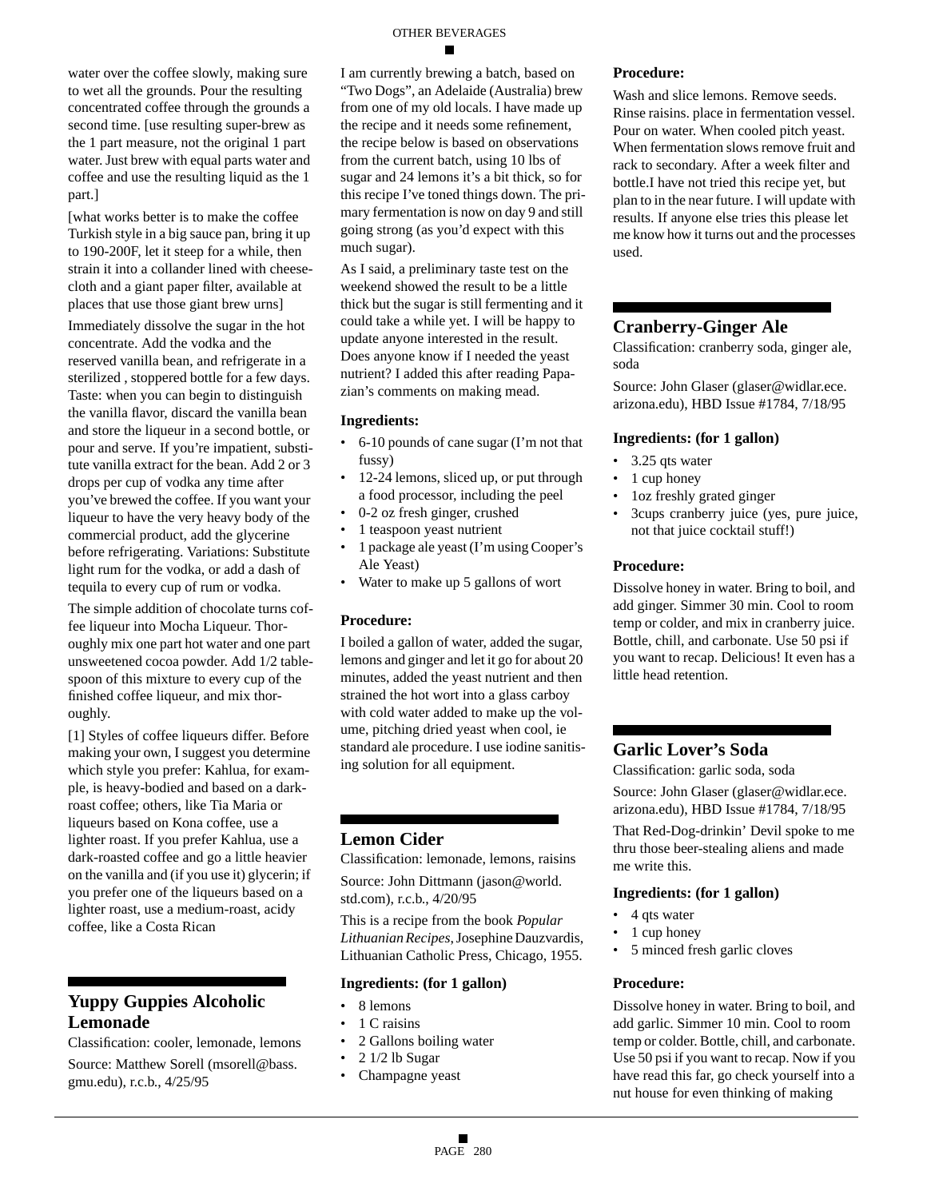water over the coffee slowly, making sure to wet all the grounds. Pour the resulting concentrated coffee through the grounds a second time. [use resulting super-brew as the 1 part measure, not the original 1 part water. Just brew with equal parts water and coffee and use the resulting liquid as the 1 part.]

[what works better is to make the coffee Turkish style in a big sauce pan, bring it up to 190-200F, let it steep for a while, then strain it into a collander lined with cheese-cloth and a giant paper filter, available at places that use those giant brew urns]

Immediately dissolve the sugar in the hot concentrate. Add the vodka and the reserved vanilla bean, and refrigerate in a sterilized , stoppered bottle for a few days. Taste: when you can begin to distinguish the vanilla flavor, discard the vanilla bean and store the liqueur in a second bottle, or pour and serve. If you're impatient, substitute vanilla extract for the bean. Add 2 or 3 drops per cup of vodka any time after you've brewed the coffee. If you want your liqueur to have the very heavy body of the commercial product, add the glycerine before refrigerating. Variations: Substitute light rum for the vodka, or add a dash of tequila to every cup of rum or vodka.

The simple addition of chocolate turns coffee liqueur into Mocha Liqueur. Thoroughly mix one part hot water and one part unsweetened cocoa powder. Add 1/2 tablespoon of this mixture to every cup of the finished coffee liqueur, and mix thoroughly.

[1] Styles of coffee liqueurs differ. Before making your own, I suggest you determine which style you prefer: Kahlua, for example, is heavy-bodied and based on a dark-roast coffee; others, like Tia Maria or liqueurs based on Kona coffee, use a lighter roast. If you prefer Kahlua, use a dark-roasted coffee and go a little heavier on the vanilla and (if you use it) glycerin; if you prefer one of the liqueurs based on a lighter roast, use a medium-roast, acidy coffee, like a Costa Rican

## Yuppy Guppies Alcoholic Lemonade

Classification: cooler, lemonade, lemons

Source: Matthew Sorell (msorell@bass.gmu.edu), r.c.b., 4/25/95

I am currently brewing a batch, based on "Two Dogs", an Adelaide (Australia) brew from one of my old locals. I have made up the recipe and it needs some refinement, the recipe below is based on observations from the current batch, using 10 lbs of sugar and 24 lemons it's a bit thick, so for this recipe I've toned things down. The primary fermentation is now on day 9 and still going strong (as you'd expect with this much sugar).

As I said, a preliminary taste test on the weekend showed the result to be a little thick but the sugar is still fermenting and it could take a while yet. I will be happy to update anyone interested in the result. Does anyone know if I needed the yeast nutrient? I added this after reading Papazian's comments on making mead.

### Ingredients:

- 6-10 pounds of cane sugar (I'm not that fussy)
- 12-24 lemons, sliced up, or put through a food processor, including the peel
- 0-2 oz fresh ginger, crushed
- 1 teaspoon yeast nutrient
- 1 package ale yeast (I'm using Cooper's Ale Yeast)
- Water to make up 5 gallons of wort

### Procedure:

I boiled a gallon of water, added the sugar, lemons and ginger and let it go for about 20 minutes, added the yeast nutrient and then strained the hot wort into a glass carboy with cold water added to make up the volume, pitching dried yeast when cool, ie standard ale procedure. I use iodine sanitising solution for all equipment.

## Lemon Cider

Classification: lemonade, lemons, raisins

Source: John Dittmann (jason@world.std.com), r.c.b., 4/20/95

This is a recipe from the book *Popular Lithuanian Recipes*, Josephine Dauzvardis, Lithuanian Catholic Press, Chicago, 1955.

### Ingredients: (for 1 gallon)

- 8 lemons
- 1 C raisins
- 2 Gallons boiling water
- 2 1/2 lb Sugar
- Champagne yeast

### Procedure:

Wash and slice lemons. Remove seeds. Rinse raisins. place in fermentation vessel. Pour on water. When cooled pitch yeast. When fermentation slows remove fruit and rack to secondary. After a week filter and bottle.I have not tried this recipe yet, but plan to in the near future. I will update with results. If anyone else tries this please let me know how it turns out and the processes used.

## Cranberry-Ginger Ale

Classification: cranberry soda, ginger ale, soda

Source: John Glaser (glaser@widlar.ece.arizona.edu), HBD Issue #1784, 7/18/95

### Ingredients: (for 1 gallon)

- 3.25 qts water
- 1 cup honey
- 1oz freshly grated ginger
- 3cups cranberry juice (yes, pure juice, not that juice cocktail stuff!)

### Procedure:

Dissolve honey in water. Bring to boil, and add ginger. Simmer 30 min. Cool to room temp or colder, and mix in cranberry juice. Bottle, chill, and carbonate. Use 50 psi if you want to recap. Delicious! It even has a little head retention.

## Garlic Lover's Soda

Classification: garlic soda, soda

Source: John Glaser (glaser@widlar.ece.arizona.edu), HBD Issue #1784, 7/18/95

That Red-Dog-drinkin' Devil spoke to me thru those beer-stealing aliens and made me write this.

### Ingredients: (for 1 gallon)

- 4 qts water
- 1 cup honey
- 5 minced fresh garlic cloves

### Procedure:

Dissolve honey in water. Bring to boil, and add garlic. Simmer 10 min. Cool to room temp or colder. Bottle, chill, and carbonate. Use 50 psi if you want to recap. Now if you have read this far, go check yourself into a nut house for even thinking of making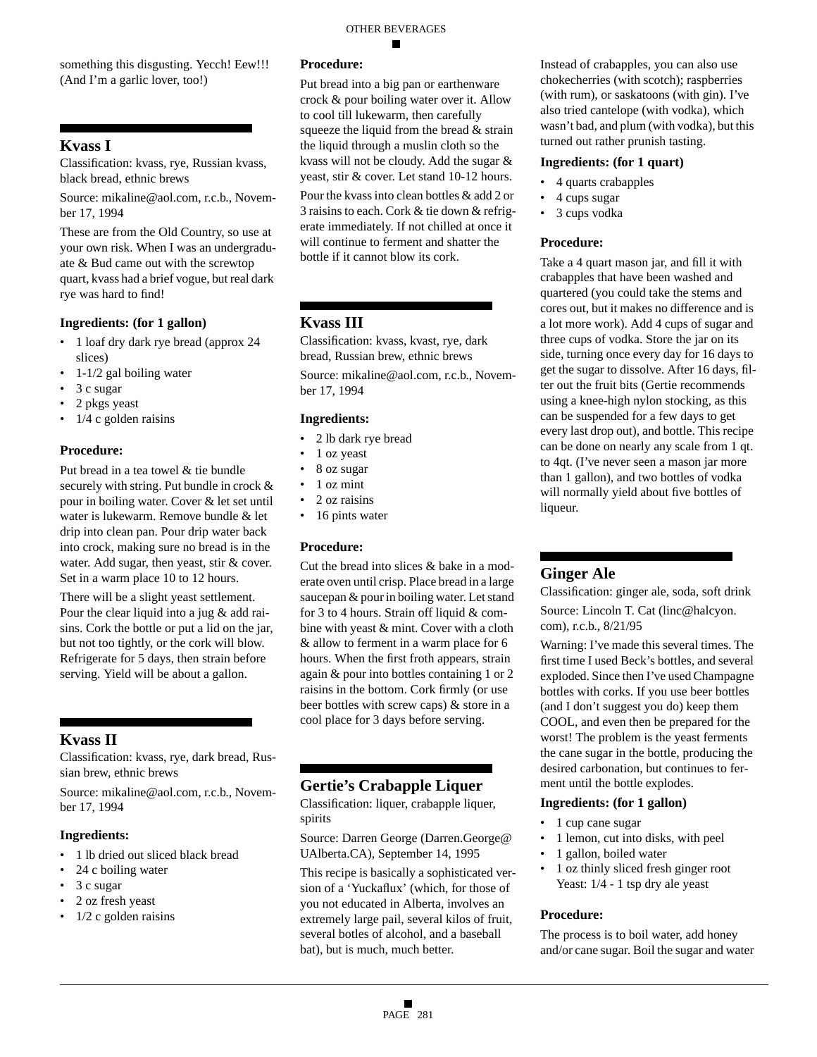something this disgusting. Yecch! Eew!!! (And I'm a garlic lover, too!)

## Kvass I

Classification: kvass, rye, Russian kvass, black bread, ethnic brews

Source: mikaline@aol.com, r.c.b., November 17, 1994

These are from the Old Country, so use at your own risk. When I was an undergraduate & Bud came out with the screwtop quart, kvass had a brief vogue, but real dark rye was hard to find!

**Ingredients: (for 1 gallon)**

- 1 loaf dry dark rye bread (approx 24 slices)
- 1-1/2 gal boiling water
- 3 c sugar
- 2 pkgs yeast
- 1/4 c golden raisins

**Procedure:**

Put bread in a tea towel & tie bundle securely with string. Put bundle in crock & pour in boiling water. Cover & let set until water is lukewarm. Remove bundle & let drip into clean pan. Pour drip water back into crock, making sure no bread is in the water. Add sugar, then yeast, stir & cover. Set in a warm place 10 to 12 hours.

There will be a slight yeast settlement. Pour the clear liquid into a jug & add raisins. Cork the bottle or put a lid on the jar, but not too tightly, or the cork will blow. Refrigerate for 5 days, then strain before serving. Yield will be about a gallon.

## Kvass II

Classification: kvass, rye, dark bread, Russian brew, ethnic brews

Source: mikaline@aol.com, r.c.b., November 17, 1994

**Ingredients:**

- 1 lb dried out sliced black bread
- 24 c boiling water
- 3 c sugar
- 2 oz fresh yeast
- 1/2 c golden raisins

**Procedure:**

Put bread into a big pan or earthenware crock & pour boiling water over it. Allow to cool till lukewarm, then carefully squeeze the liquid from the bread & strain the liquid through a muslin cloth so the kvass will not be cloudy. Add the sugar & yeast, stir & cover. Let stand 10-12 hours.

Pour the kvass into clean bottles & add 2 or 3 raisins to each. Cork & tie down & refrigerate immediately. If not chilled at once it will continue to ferment and shatter the bottle if it cannot blow its cork.

## Kvass III

Classification: kvass, kvast, rye, dark bread, Russian brew, ethnic brews

Source: mikaline@aol.com, r.c.b., November 17, 1994

**Ingredients:**

- 2 lb dark rye bread
- 1 oz yeast
- 8 oz sugar
- 1 oz mint
- 2 oz raisins
- 16 pints water

**Procedure:**

Cut the bread into slices & bake in a moderate oven until crisp. Place bread in a large saucepan & pour in boiling water. Let stand for 3 to 4 hours. Strain off liquid & combine with yeast & mint. Cover with a cloth & allow to ferment in a warm place for 6 hours. When the first froth appears, strain again & pour into bottles containing 1 or 2 raisins in the bottom. Cork firmly (or use beer bottles with screw caps) & store in a cool place for 3 days before serving.

## Gertie's Crabapple Liquer

Classification: liquer, crabapple liquer, spirits

Source: Darren George (Darren.George@UAlberta.CA), September 14, 1995

This recipe is basically a sophisticated version of a 'Yuckaflux' (which, for those of you not educated in Alberta, involves an extremely large pail, several kilos of fruit, several botles of alcohol, and a baseball bat), but is much, much better.

Instead of crabapples, you can also use chokecherries (with scotch); raspberries (with rum), or saskatoons (with gin). I've also tried cantelope (with vodka), which wasn't bad, and plum (with vodka), but this turned out rather prunish tasting.

**Ingredients: (for 1 quart)**

- 4 quarts crabapples
- 4 cups sugar
- 3 cups vodka

**Procedure:**

Take a 4 quart mason jar, and fill it with crabapples that have been washed and quartered (you could take the stems and cores out, but it makes no difference and is a lot more work). Add 4 cups of sugar and three cups of vodka. Store the jar on its side, turning once every day for 16 days to get the sugar to dissolve. After 16 days, filter out the fruit bits (Gertie recommends using a knee-high nylon stocking, as this can be suspended for a few days to get every last drop out), and bottle. This recipe can be done on nearly any scale from 1 qt. to 4qt. (I've never seen a mason jar more than 1 gallon), and two bottles of vodka will normally yield about five bottles of liqueur.

## Ginger Ale

Classification: ginger ale, soda, soft drink

Source: Lincoln T. Cat (linc@halcyon.com), r.c.b., 8/21/95

Warning: I've made this several times. The first time I used Beck's bottles, and several exploded. Since then I've used Champagne bottles with corks. If you use beer bottles (and I don't suggest you do) keep them COOL, and even then be prepared for the worst! The problem is the yeast ferments the cane sugar in the bottle, producing the desired carbonation, but continues to ferment until the bottle explodes.

**Ingredients: (for 1 gallon)**

- 1 cup cane sugar
- 1 lemon, cut into disks, with peel
- 1 gallon, boiled water
- 1 oz thinly sliced fresh ginger root
  Yeast: 1/4 - 1 tsp dry ale yeast

**Procedure:**

The process is to boil water, add honey and/or cane sugar. Boil the sugar and water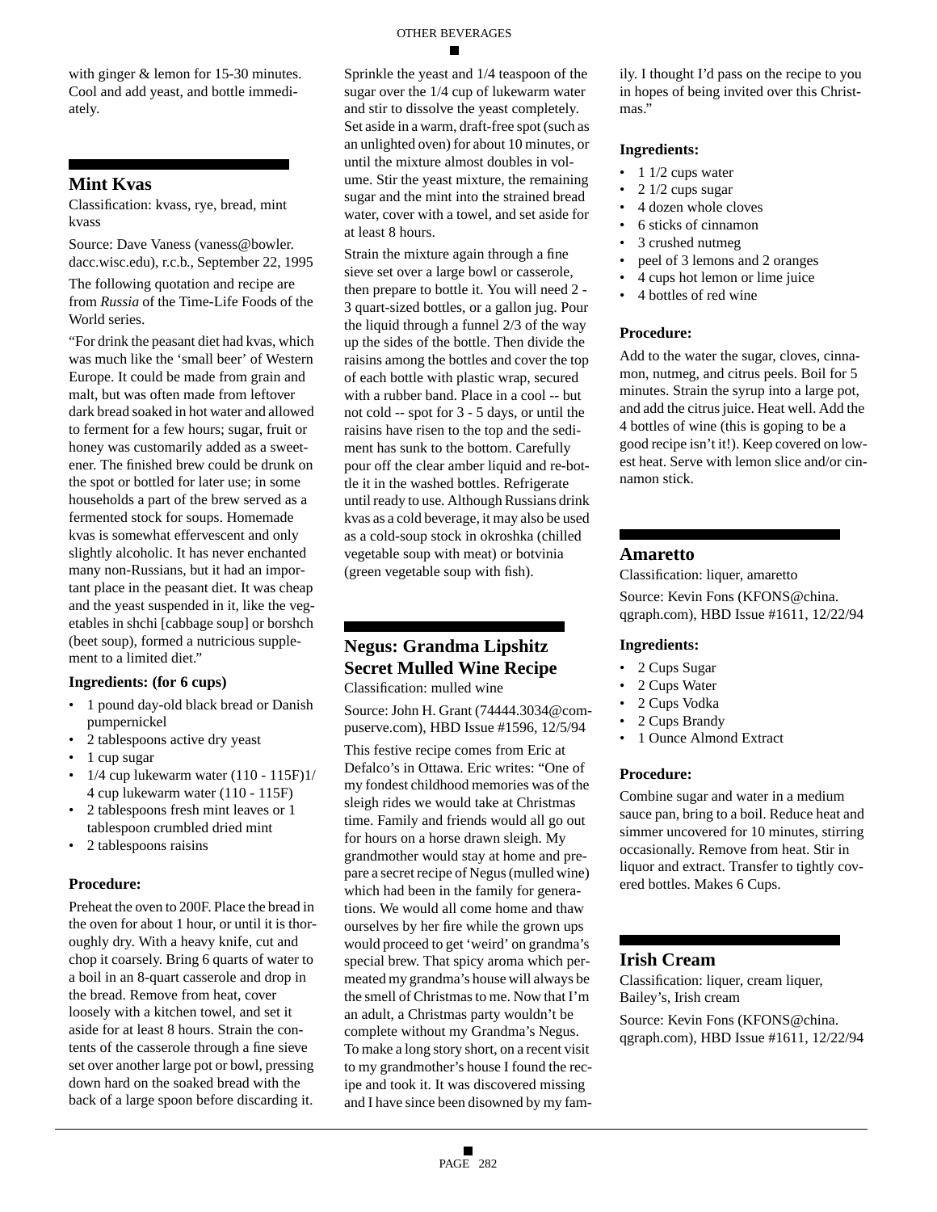with ginger & lemon for 15-30 minutes. Cool and add yeast, and bottle immediately.

## Mint Kvas

Classification: kvass, rye, bread, mint kvass

Source: Dave Vaness (vaness@bowler.dacc.wisc.edu), r.c.b., September 22, 1995

The following quotation and recipe are from *Russia* of the Time-Life Foods of the World series.

"For drink the peasant diet had kvas, which was much like the 'small beer' of Western Europe. It could be made from grain and malt, but was often made from leftover dark bread soaked in hot water and allowed to ferment for a few hours; sugar, fruit or honey was customarily added as a sweetener. The finished brew could be drunk on the spot or bottled for later use; in some households a part of the brew served as a fermented stock for soups. Homemade kvas is somewhat effervescent and only slightly alcoholic. It has never enchanted many non-Russians, but it had an important place in the peasant diet. It was cheap and the yeast suspended in it, like the vegetables in shchi [cabbage soup] or borshch (beet soup), formed a nutricious supplement to a limited diet."

**Ingredients: (for 6 cups)**

- 1 pound day-old black bread or Danish pumpernickel
- 2 tablespoons active dry yeast
- 1 cup sugar
- 1/4 cup lukewarm water (110 - 115F)1/4 cup lukewarm water (110 - 115F)
- 2 tablespoons fresh mint leaves or 1 tablespoon crumbled dried mint
- 2 tablespoons raisins

**Procedure:**

Preheat the oven to 200F. Place the bread in the oven for about 1 hour, or until it is thoroughly dry. With a heavy knife, cut and chop it coarsely. Bring 6 quarts of water to a boil in an 8-quart casserole and drop in the bread. Remove from heat, cover loosely with a kitchen towel, and set it aside for at least 8 hours. Strain the contents of the casserole through a fine sieve set over another large pot or bowl, pressing down hard on the soaked bread with the back of a large spoon before discarding it.

Sprinkle the yeast and 1/4 teaspoon of the sugar over the 1/4 cup of lukewarm water and stir to dissolve the yeast completely. Set aside in a warm, draft-free spot (such as an unlighted oven) for about 10 minutes, or until the mixture almost doubles in volume. Stir the yeast mixture, the remaining sugar and the mint into the strained bread water, cover with a towel, and set aside for at least 8 hours.

Strain the mixture again through a fine sieve set over a large bowl or casserole, then prepare to bottle it. You will need 2 - 3 quart-sized bottles, or a gallon jug. Pour the liquid through a funnel 2/3 of the way up the sides of the bottle. Then divide the raisins among the bottles and cover the top of each bottle with plastic wrap, secured with a rubber band. Place in a cool -- but not cold -- spot for 3 - 5 days, or until the raisins have risen to the top and the sediment has sunk to the bottom. Carefully pour off the clear amber liquid and re-bottle it in the washed bottles. Refrigerate until ready to use. Although Russians drink kvas as a cold beverage, it may also be used as a cold-soup stock in okroshka (chilled vegetable soup with meat) or botvinia (green vegetable soup with fish).

## Negus: Grandma Lipshitz Secret Mulled Wine Recipe

Classification: mulled wine

Source: John H. Grant (74444.3034@compuserve.com), HBD Issue #1596, 12/5/94

This festive recipe comes from Eric at Defalco's in Ottawa. Eric writes: "One of my fondest childhood memories was of the sleigh rides we would take at Christmas time. Family and friends would all go out for hours on a horse drawn sleigh. My grandmother would stay at home and prepare a secret recipe of Negus (mulled wine) which had been in the family for generations. We would all come home and thaw ourselves by her fire while the grown ups would proceed to get 'weird' on grandma's special brew. That spicy aroma which permeated my grandma's house will always be the smell of Christmas to me. Now that I'm an adult, a Christmas party wouldn't be complete without my Grandma's Negus. To make a long story short, on a recent visit to my grandmother's house I found the recipe and took it. It was discovered missing and I have since been disowned by my family. I thought I'd pass on the recipe to you in hopes of being invited over this Christmas."

**Ingredients:**

- 1 1/2 cups water
- 2 1/2 cups sugar
- 4 dozen whole cloves
- 6 sticks of cinnamon
- 3 crushed nutmeg
- peel of 3 lemons and 2 oranges
- 4 cups hot lemon or lime juice
- 4 bottles of red wine

**Procedure:**

Add to the water the sugar, cloves, cinnamon, nutmeg, and citrus peels. Boil for 5 minutes. Strain the syrup into a large pot, and add the citrus juice. Heat well. Add the 4 bottles of wine (this is goping to be a good recipe isn't it!). Keep covered on lowest heat. Serve with lemon slice and/or cinnamon stick.

## Amaretto

Classification: liquer, amaretto

Source: Kevin Fons (KFONS@china.qgraph.com), HBD Issue #1611, 12/22/94

**Ingredients:**

- 2 Cups Sugar
- 2 Cups Water
- 2 Cups Vodka
- 2 Cups Brandy
- 1 Ounce Almond Extract

**Procedure:**

Combine sugar and water in a medium sauce pan, bring to a boil. Reduce heat and simmer uncovered for 10 minutes, stirring occasionally. Remove from heat. Stir in liquor and extract. Transfer to tightly covered bottles. Makes 6 Cups.

## Irish Cream

Classification: liquer, cream liquer, Bailey's, Irish cream

Source: Kevin Fons (KFONS@china.qgraph.com), HBD Issue #1611, 12/22/94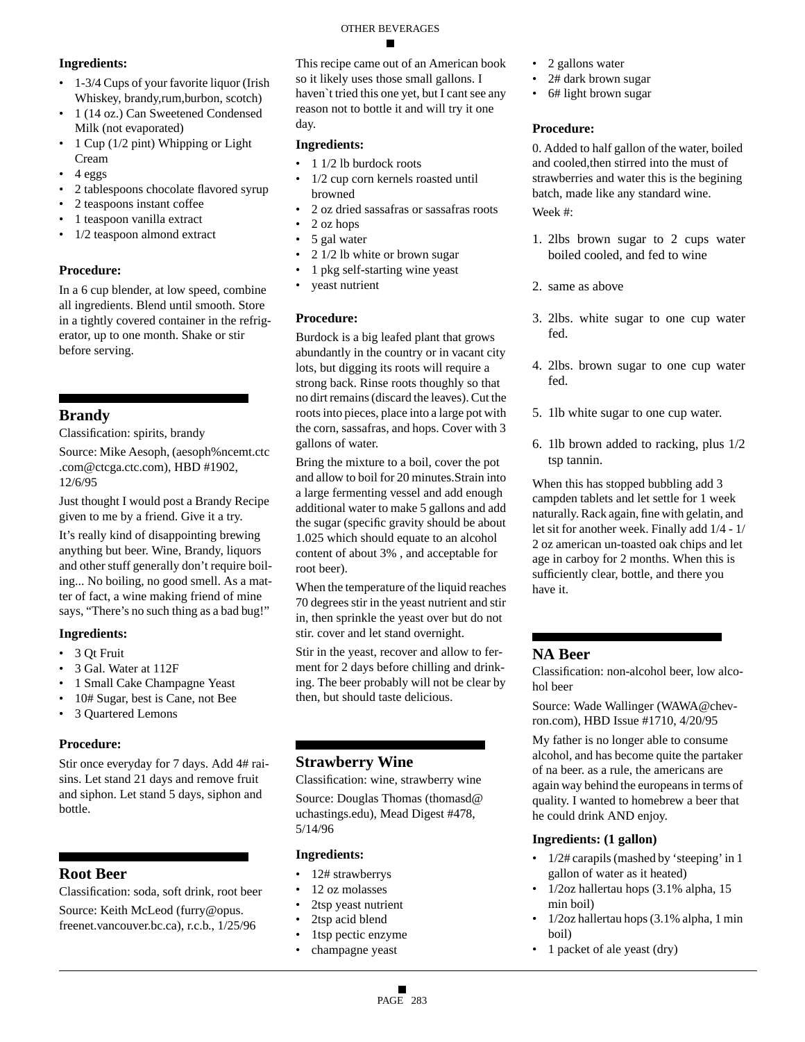**Ingredients:**

- 1-3/4 Cups of your favorite liquor (Irish Whiskey, brandy,rum,burbon, scotch)
- 1 (14 oz.) Can Sweetened Condensed Milk (not evaporated)
- 1 Cup (1/2 pint) Whipping or Light Cream
- 4 eggs
- 2 tablespoons chocolate flavored syrup
- 2 teaspoons instant coffee
- 1 teaspoon vanilla extract
- 1/2 teaspoon almond extract

**Procedure:**

In a 6 cup blender, at low speed, combine all ingredients. Blend until smooth. Store in a tightly covered container in the refrigerator, up to one month. Shake or stir before serving.

## Brandy

Classification: spirits, brandy

Source: Mike Aesoph, (aesoph%ncemt.ctc.com@ctcga.ctc.com), HBD #1902, 12/6/95

Just thought I would post a Brandy Recipe given to me by a friend. Give it a try.

It's really kind of disappointing brewing anything but beer. Wine, Brandy, liquors and other stuff generally don't require boiling... No boiling, no good smell. As a matter of fact, a wine making friend of mine says, "There's no such thing as a bad bug!"

**Ingredients:**

- 3 Qt Fruit
- 3 Gal. Water at 112F
- 1 Small Cake Champagne Yeast
- 10# Sugar, best is Cane, not Bee
- 3 Quartered Lemons

**Procedure:**

Stir once everyday for 7 days. Add 4# raisins. Let stand 21 days and remove fruit and siphon. Let stand 5 days, siphon and bottle.

## Root Beer

Classification: soda, soft drink, root beer

Source: Keith McLeod (furry@opus.freenet.vancouver.bc.ca), r.c.b., 1/25/96

This recipe came out of an American book so it likely uses those small gallons. I haven`t tried this one yet, but I cant see any reason not to bottle it and will try it one day.

**Ingredients:**

- 1 1/2 lb burdock roots
- 1/2 cup corn kernels roasted until browned
- 2 oz dried sassafras or sassafras roots
- 2 oz hops
- 5 gal water
- 2 1/2 lb white or brown sugar
- 1 pkg self-starting wine yeast
- yeast nutrient

**Procedure:**

Burdock is a big leafed plant that grows abundantly in the country or in vacant city lots, but digging its roots will require a strong back. Rinse roots thoughly so that no dirt remains (discard the leaves). Cut the roots into pieces, place into a large pot with the corn, sassafras, and hops. Cover with 3 gallons of water.

Bring the mixture to a boil, cover the pot and allow to boil for 20 minutes.Strain into a large fermenting vessel and add enough additional water to make 5 gallons and add the sugar (specific gravity should be about 1.025 which should equate to an alcohol content of about 3% , and acceptable for root beer).

When the temperature of the liquid reaches 70 degrees stir in the yeast nutrient and stir in, then sprinkle the yeast over but do not stir. cover and let stand overnight.

Stir in the yeast, recover and allow to ferment for 2 days before chilling and drinking. The beer probably will not be clear by then, but should taste delicious.

## Strawberry Wine

Classification: wine, strawberry wine

Source: Douglas Thomas (thomasd@uchastings.edu), Mead Digest #478, 5/14/96

**Ingredients:**

- 12# strawberrys
- 12 oz molasses
- 2tsp yeast nutrient
- 2tsp acid blend
- 1tsp pectic enzyme
- champagne yeast
- 2 gallons water
- 2# dark brown sugar
- 6# light brown sugar

**Procedure:**

0. Added to half gallon of the water, boiled and cooled,then stirred into the must of strawberries and water this is the begining batch, made like any standard wine.

Week #:

1. 2lbs brown sugar to 2 cups water boiled cooled, and fed to wine
2. same as above
3. 2lbs. white sugar to one cup water fed.
4. 2lbs. brown sugar to one cup water fed.
5. 1lb white sugar to one cup water.
6. 1lb brown added to racking, plus 1/2 tsp tannin.

When this has stopped bubbling add 3 campden tablets and let settle for 1 week naturally. Rack again, fine with gelatin, and let sit for another week. Finally add 1/4 - 1/2 oz american un-toasted oak chips and let age in carboy for 2 months. When this is sufficiently clear, bottle, and there you have it.

## NA Beer

Classification: non-alcohol beer, low alcohol beer

Source: Wade Wallinger (WAWA@chevron.com), HBD Issue #1710, 4/20/95

My father is no longer able to consume alcohol, and has become quite the partaker of na beer. as a rule, the americans are again way behind the europeans in terms of quality. I wanted to homebrew a beer that he could drink AND enjoy.

**Ingredients: (1 gallon)**

- 1/2# carapils (mashed by 'steeping' in 1 gallon of water as it heated)
- 1/2oz hallertau hops (3.1% alpha, 15 min boil)
- 1/2oz hallertau hops (3.1% alpha, 1 min boil)
- 1 packet of ale yeast (dry)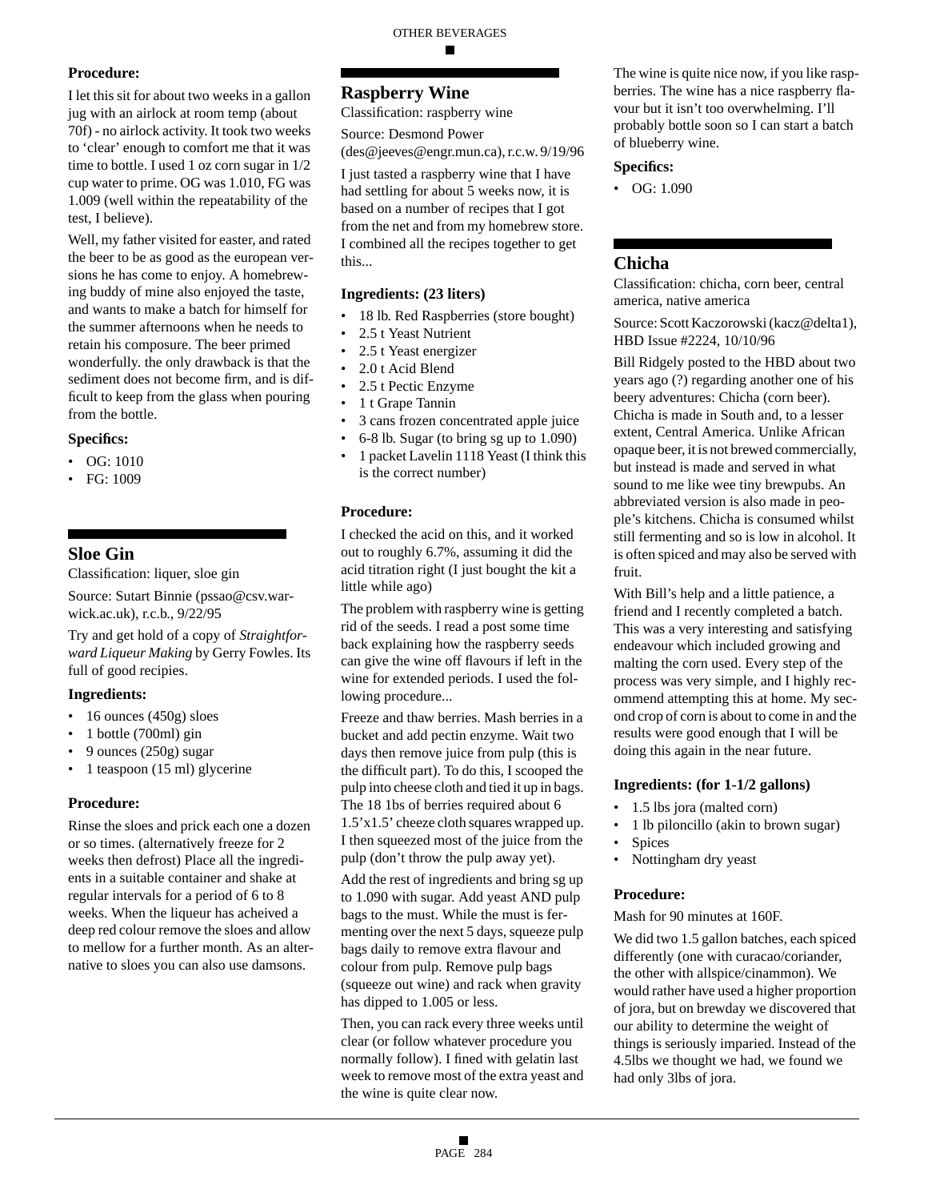**Procedure:**

I let this sit for about two weeks in a gallon jug with an airlock at room temp (about 70f) - no airlock activity. It took two weeks to 'clear' enough to comfort me that it was time to bottle. I used 1 oz corn sugar in 1/2 cup water to prime. OG was 1.010, FG was 1.009 (well within the repeatability of the test, I believe).

Well, my father visited for easter, and rated the beer to be as good as the european versions he has come to enjoy. A homebrewing buddy of mine also enjoyed the taste, and wants to make a batch for himself for the summer afternoons when he needs to retain his composure. The beer primed wonderfully. the only drawback is that the sediment does not become firm, and is difficult to keep from the glass when pouring from the bottle.

**Specifics:**

- OG: 1010
- FG: 1009

## Sloe Gin

Classification: liquer, sloe gin

Source: Sutart Binnie (pssao@csv.warwick.ac.uk), r.c.b., 9/22/95

Try and get hold of a copy of *Straightforward Liqueur Making* by Gerry Fowles. Its full of good recipies.

**Ingredients:**

- 16 ounces (450g) sloes
- 1 bottle (700ml) gin
- 9 ounces (250g) sugar
- 1 teaspoon (15 ml) glycerine

**Procedure:**

Rinse the sloes and prick each one a dozen or so times. (alternatively freeze for 2 weeks then defrost) Place all the ingredients in a suitable container and shake at regular intervals for a period of 6 to 8 weeks. When the liqueur has acheived a deep red colour remove the sloes and allow to mellow for a further month. As an alternative to sloes you can also use damsons.

## Raspberry Wine

Classification: raspberry wine

Source: Desmond Power (des@jeeves@engr.mun.ca), r.c.w. 9/19/96

I just tasted a raspberry wine that I have had settling for about 5 weeks now, it is based on a number of recipes that I got from the net and from my homebrew store. I combined all the recipes together to get this...

**Ingredients: (23 liters)**

- 18 lb. Red Raspberries (store bought)
- 2.5 t Yeast Nutrient
- 2.5 t Yeast energizer
- 2.0 t Acid Blend
- 2.5 t Pectic Enzyme
- 1 t Grape Tannin
- 3 cans frozen concentrated apple juice
- 6-8 lb. Sugar (to bring sg up to 1.090)
- 1 packet Lavelin 1118 Yeast (I think this is the correct number)

**Procedure:**

I checked the acid on this, and it worked out to roughly 6.7%, assuming it did the acid titration right (I just bought the kit a little while ago)

The problem with raspberry wine is getting rid of the seeds. I read a post some time back explaining how the raspberry seeds can give the wine off flavours if left in the wine for extended periods. I used the following procedure...

Freeze and thaw berries. Mash berries in a bucket and add pectin enzyme. Wait two days then remove juice from pulp (this is the difficult part). To do this, I scooped the pulp into cheese cloth and tied it up in bags. The 18 1bs of berries required about 6 1.5'x1.5' cheeze cloth squares wrapped up. I then squeezed most of the juice from the pulp (don't throw the pulp away yet).

Add the rest of ingredients and bring sg up to 1.090 with sugar. Add yeast AND pulp bags to the must. While the must is fermenting over the next 5 days, squeeze pulp bags daily to remove extra flavour and colour from pulp. Remove pulp bags (squeeze out wine) and rack when gravity has dipped to 1.005 or less.

Then, you can rack every three weeks until clear (or follow whatever procedure you normally follow). I fined with gelatin last week to remove most of the extra yeast and the wine is quite clear now.

The wine is quite nice now, if you like raspberries. The wine has a nice raspberry flavour but it isn't too overwhelming. I'll probably bottle soon so I can start a batch of blueberry wine.

**Specifics:**

- OG: 1.090

## Chicha

Classification: chicha, corn beer, central america, native america

Source: Scott Kaczorowski (kacz@delta1), HBD Issue #2224, 10/10/96

Bill Ridgely posted to the HBD about two years ago (?) regarding another one of his beery adventures: Chicha (corn beer). Chicha is made in South and, to a lesser extent, Central America. Unlike African opaque beer, it is not brewed commercially, but instead is made and served in what sound to me like wee tiny brewpubs. An abbreviated version is also made in people's kitchens. Chicha is consumed whilst still fermenting and so is low in alcohol. It is often spiced and may also be served with fruit.

With Bill's help and a little patience, a friend and I recently completed a batch. This was a very interesting and satisfying endeavour which included growing and malting the corn used. Every step of the process was very simple, and I highly recommend attempting this at home. My second crop of corn is about to come in and the results were good enough that I will be doing this again in the near future.

**Ingredients: (for 1-1/2 gallons)**

- 1.5 lbs jora (malted corn)
- 1 lb piloncillo (akin to brown sugar)
- Spices
- Nottingham dry yeast

**Procedure:**

Mash for 90 minutes at 160F.

We did two 1.5 gallon batches, each spiced differently (one with curacao/coriander, the other with allspice/cinammon). We would rather have used a higher proportion of jora, but on brewday we discovered that our ability to determine the weight of things is seriously imparied. Instead of the 4.5lbs we thought we had, we found we had only 3lbs of jora.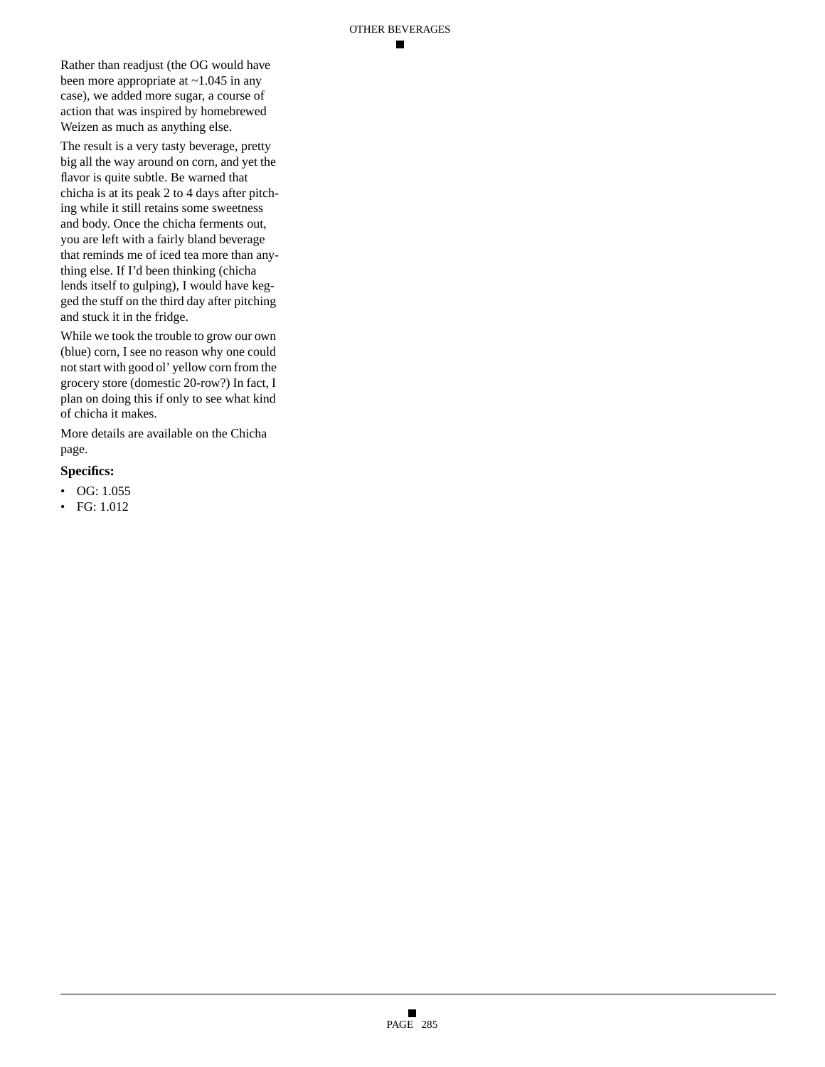Rather than readjust (the OG would have been more appropriate at ~1.045 in any case), we added more sugar, a course of action that was inspired by homebrewed Weizen as much as anything else.

The result is a very tasty beverage, pretty big all the way around on corn, and yet the flavor is quite subtle. Be warned that chicha is at its peak 2 to 4 days after pitching while it still retains some sweetness and body. Once the chicha ferments out, you are left with a fairly bland beverage that reminds me of iced tea more than anything else. If I'd been thinking (chicha lends itself to gulping), I would have kegged the stuff on the third day after pitching and stuck it in the fridge.

While we took the trouble to grow our own (blue) corn, I see no reason why one could not start with good ol' yellow corn from the grocery store (domestic 20-row?) In fact, I plan on doing this if only to see what kind of chicha it makes.

More details are available on the Chicha page.

**Specifics:**

- OG: 1.055
- FG: 1.012